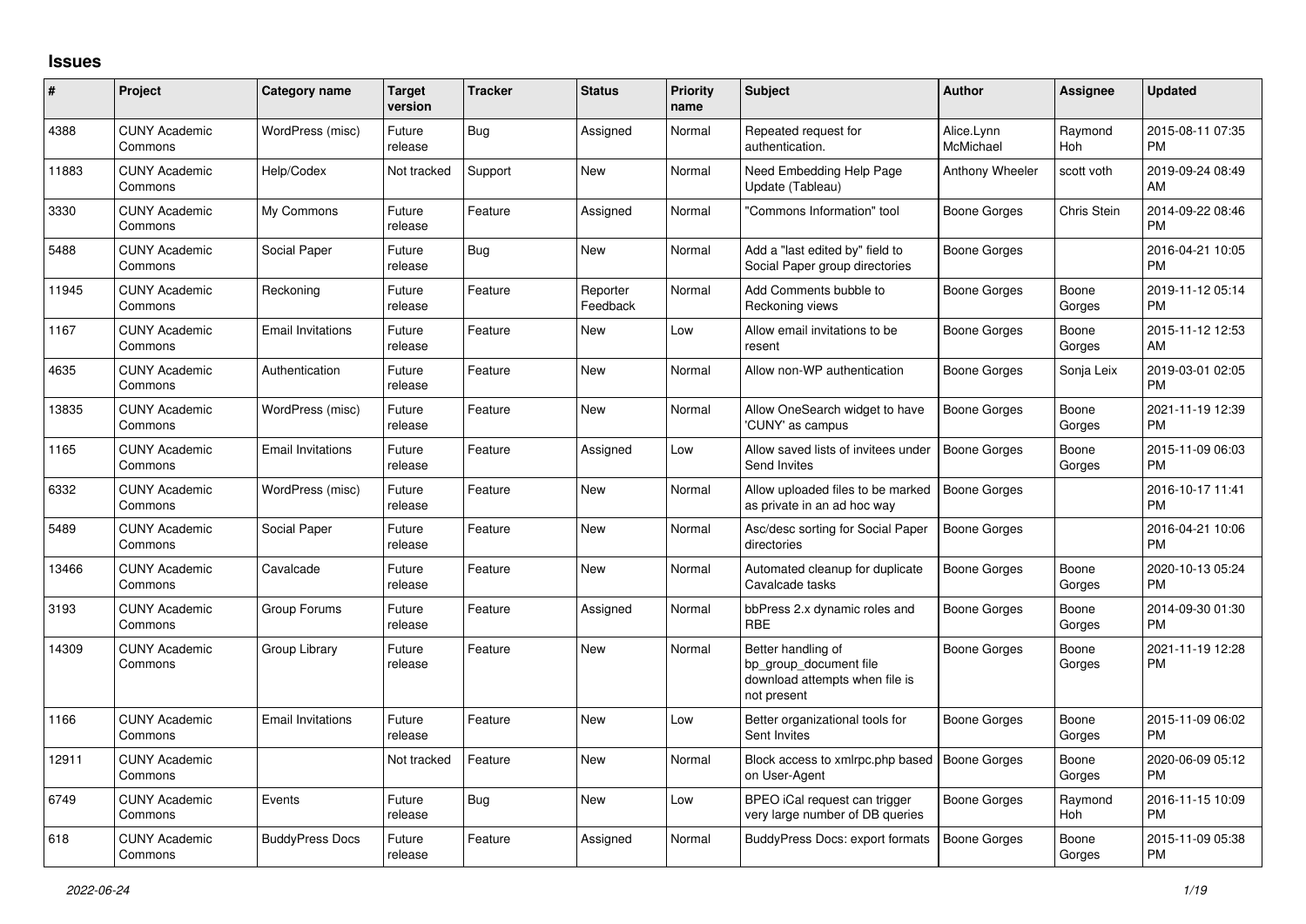## Issues

| # | Project | Category name | Target version | Tracker | Status | Priority name | Subject | Author | Assignee | Updated |
|---|---|---|---|---|---|---|---|---|---|---|
| 4388 | CUNY Academic Commons | WordPress (misc) | Future release | Bug | Assigned | Normal | Repeated request for authentication. | Alice.Lynn McMichael | Raymond Hoh | 2015-08-11 07:35 PM |
| 11883 | CUNY Academic Commons | Help/Codex | Not tracked | Support | New | Normal | Need Embedding Help Page Update (Tableau) | Anthony Wheeler | scott voth | 2019-09-24 08:49 AM |
| 3330 | CUNY Academic Commons | My Commons | Future release | Feature | Assigned | Normal | "Commons Information" tool | Boone Gorges | Chris Stein | 2014-09-22 08:46 PM |
| 5488 | CUNY Academic Commons | Social Paper | Future release | Bug | New | Normal | Add a "last edited by" field to Social Paper group directories | Boone Gorges | | 2016-04-21 10:05 PM |
| 11945 | CUNY Academic Commons | Reckoning | Future release | Feature | Reporter Feedback | Normal | Add Comments bubble to Reckoning views | Boone Gorges | Boone Gorges | 2019-11-12 05:14 PM |
| 1167 | CUNY Academic Commons | Email Invitations | Future release | Feature | New | Low | Allow email invitations to be resent | Boone Gorges | Boone Gorges | 2015-11-12 12:53 AM |
| 4635 | CUNY Academic Commons | Authentication | Future release | Feature | New | Normal | Allow non-WP authentication | Boone Gorges | Sonja Leix | 2019-03-01 02:05 PM |
| 13835 | CUNY Academic Commons | WordPress (misc) | Future release | Feature | New | Normal | Allow OneSearch widget to have 'CUNY' as campus | Boone Gorges | Boone Gorges | 2021-11-19 12:39 PM |
| 1165 | CUNY Academic Commons | Email Invitations | Future release | Feature | Assigned | Low | Allow saved lists of invitees under Send Invites | Boone Gorges | Boone Gorges | 2015-11-09 06:03 PM |
| 6332 | CUNY Academic Commons | WordPress (misc) | Future release | Feature | New | Normal | Allow uploaded files to be marked as private in an ad hoc way | Boone Gorges | | 2016-10-17 11:41 PM |
| 5489 | CUNY Academic Commons | Social Paper | Future release | Feature | New | Normal | Asc/desc sorting for Social Paper directories | Boone Gorges | | 2016-04-21 10:06 PM |
| 13466 | CUNY Academic Commons | Cavalcade | Future release | Feature | New | Normal | Automated cleanup for duplicate Cavalcade tasks | Boone Gorges | Boone Gorges | 2020-10-13 05:24 PM |
| 3193 | CUNY Academic Commons | Group Forums | Future release | Feature | Assigned | Normal | bbPress 2.x dynamic roles and RBE | Boone Gorges | Boone Gorges | 2014-09-30 01:30 PM |
| 14309 | CUNY Academic Commons | Group Library | Future release | Feature | New | Normal | Better handling of bp_group_document file download attempts when file is not present | Boone Gorges | Boone Gorges | 2021-11-19 12:28 PM |
| 1166 | CUNY Academic Commons | Email Invitations | Future release | Feature | New | Low | Better organizational tools for Sent Invites | Boone Gorges | Boone Gorges | 2015-11-09 06:02 PM |
| 12911 | CUNY Academic Commons | | Not tracked | Feature | New | Normal | Block access to xmlrpc.php based on User-Agent | Boone Gorges | Boone Gorges | 2020-06-09 05:12 PM |
| 6749 | CUNY Academic Commons | Events | Future release | Bug | New | Low | BPEO iCal request can trigger very large number of DB queries | Boone Gorges | Raymond Hoh | 2016-11-15 10:09 PM |
| 618 | CUNY Academic Commons | BuddyPress Docs | Future release | Feature | Assigned | Normal | BuddyPress Docs: export formats | Boone Gorges | Boone Gorges | 2015-11-09 05:38 PM |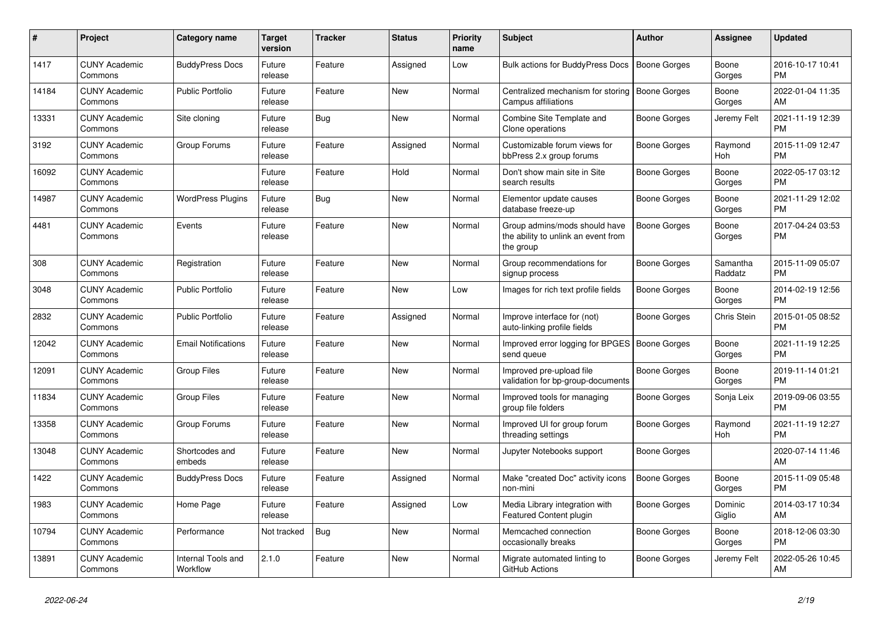| # | Project | Category name | Target version | Tracker | Status | Priority name | Subject | Author | Assignee | Updated |
|---|---|---|---|---|---|---|---|---|---|---|
| 1417 | CUNY Academic Commons | BuddyPress Docs | Future release | Feature | Assigned | Low | Bulk actions for BuddyPress Docs | Boone Gorges | Boone Gorges | 2016-10-17 10:41 PM |
| 14184 | CUNY Academic Commons | Public Portfolio | Future release | Feature | New | Normal | Centralized mechanism for storing Campus affiliations | Boone Gorges | Boone Gorges | 2022-01-04 11:35 AM |
| 13331 | CUNY Academic Commons | Site cloning | Future release | Bug | New | Normal | Combine Site Template and Clone operations | Boone Gorges | Jeremy Felt | 2021-11-19 12:39 PM |
| 3192 | CUNY Academic Commons | Group Forums | Future release | Feature | Assigned | Normal | Customizable forum views for bbPress 2.x group forums | Boone Gorges | Raymond Hoh | 2015-11-09 12:47 PM |
| 16092 | CUNY Academic Commons | | Future release | Feature | Hold | Normal | Don't show main site in Site search results | Boone Gorges | Boone Gorges | 2022-05-17 03:12 PM |
| 14987 | CUNY Academic Commons | WordPress Plugins | Future release | Bug | New | Normal | Elementor update causes database freeze-up | Boone Gorges | Boone Gorges | 2021-11-29 12:02 PM |
| 4481 | CUNY Academic Commons | Events | Future release | Feature | New | Normal | Group admins/mods should have the ability to unlink an event from the group | Boone Gorges | Boone Gorges | 2017-04-24 03:53 PM |
| 308 | CUNY Academic Commons | Registration | Future release | Feature | New | Normal | Group recommendations for signup process | Boone Gorges | Samantha Raddatz | 2015-11-09 05:07 PM |
| 3048 | CUNY Academic Commons | Public Portfolio | Future release | Feature | New | Low | Images for rich text profile fields | Boone Gorges | Boone Gorges | 2014-02-19 12:56 PM |
| 2832 | CUNY Academic Commons | Public Portfolio | Future release | Feature | Assigned | Normal | Improve interface for (not) auto-linking profile fields | Boone Gorges | Chris Stein | 2015-01-05 08:52 PM |
| 12042 | CUNY Academic Commons | Email Notifications | Future release | Feature | New | Normal | Improved error logging for BPGES send queue | Boone Gorges | Boone Gorges | 2021-11-19 12:25 PM |
| 12091 | CUNY Academic Commons | Group Files | Future release | Feature | New | Normal | Improved pre-upload file validation for bp-group-documents | Boone Gorges | Boone Gorges | 2019-11-14 01:21 PM |
| 11834 | CUNY Academic Commons | Group Files | Future release | Feature | New | Normal | Improved tools for managing group file folders | Boone Gorges | Sonja Leix | 2019-09-06 03:55 PM |
| 13358 | CUNY Academic Commons | Group Forums | Future release | Feature | New | Normal | Improved UI for group forum threading settings | Boone Gorges | Raymond Hoh | 2021-11-19 12:27 PM |
| 13048 | CUNY Academic Commons | Shortcodes and embeds | Future release | Feature | New | Normal | Jupyter Notebooks support | Boone Gorges | | 2020-07-14 11:46 AM |
| 1422 | CUNY Academic Commons | BuddyPress Docs | Future release | Feature | Assigned | Normal | Make "created Doc" activity icons non-mini | Boone Gorges | Boone Gorges | 2015-11-09 05:48 PM |
| 1983 | CUNY Academic Commons | Home Page | Future release | Feature | Assigned | Low | Media Library integration with Featured Content plugin | Boone Gorges | Dominic Giglio | 2014-03-17 10:34 AM |
| 10794 | CUNY Academic Commons | Performance | Not tracked | Bug | New | Normal | Memcached connection occasionally breaks | Boone Gorges | Boone Gorges | 2018-12-06 03:30 PM |
| 13891 | CUNY Academic Commons | Internal Tools and Workflow | 2.1.0 | Feature | New | Normal | Migrate automated linting to GitHub Actions | Boone Gorges | Jeremy Felt | 2022-05-26 10:45 AM |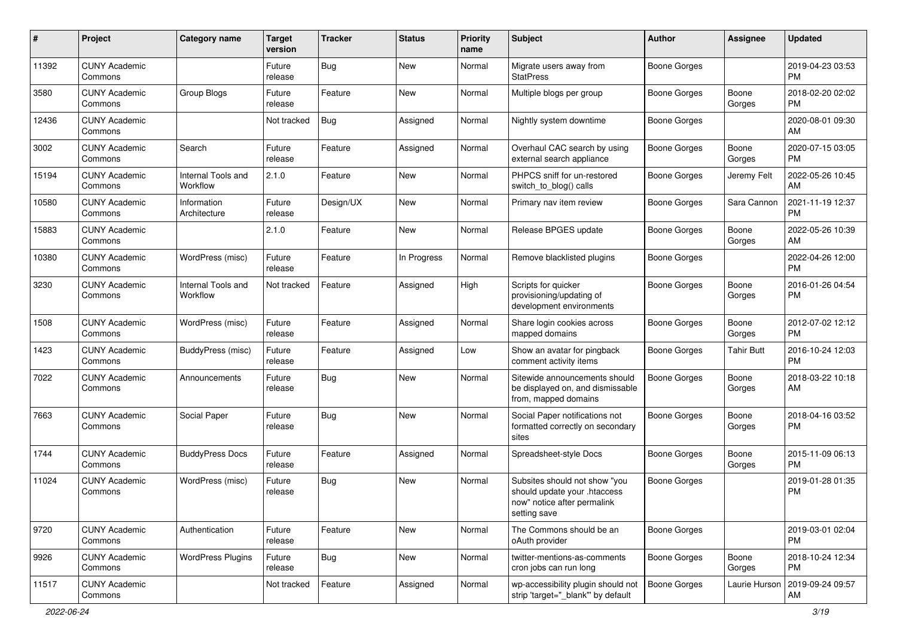| # | Project | Category name | Target version | Tracker | Status | Priority name | Subject | Author | Assignee | Updated |
|---|---|---|---|---|---|---|---|---|---|---|
| 11392 | CUNY Academic Commons | | Future release | Bug | New | Normal | Migrate users away from StatPress | Boone Gorges | | 2019-04-23 03:53 PM |
| 3580 | CUNY Academic Commons | Group Blogs | Future release | Feature | New | Normal | Multiple blogs per group | Boone Gorges | Boone Gorges | 2018-02-20 02:02 PM |
| 12436 | CUNY Academic Commons | | Not tracked | Bug | Assigned | Normal | Nightly system downtime | Boone Gorges | | 2020-08-01 09:30 AM |
| 3002 | CUNY Academic Commons | Search | Future release | Feature | Assigned | Normal | Overhaul CAC search by using external search appliance | Boone Gorges | Boone Gorges | 2020-07-15 03:05 PM |
| 15194 | CUNY Academic Commons | Internal Tools and Workflow | 2.1.0 | Feature | New | Normal | PHPCS sniff for un-restored switch_to_blog() calls | Boone Gorges | Jeremy Felt | 2022-05-26 10:45 AM |
| 10580 | CUNY Academic Commons | Information Architecture | Future release | Design/UX | New | Normal | Primary nav item review | Boone Gorges | Sara Cannon | 2021-11-19 12:37 PM |
| 15883 | CUNY Academic Commons | | 2.1.0 | Feature | New | Normal | Release BPGES update | Boone Gorges | Boone Gorges | 2022-05-26 10:39 AM |
| 10380 | CUNY Academic Commons | WordPress (misc) | Future release | Feature | In Progress | Normal | Remove blacklisted plugins | Boone Gorges | | 2022-04-26 12:00 PM |
| 3230 | CUNY Academic Commons | Internal Tools and Workflow | Not tracked | Feature | Assigned | High | Scripts for quicker provisioning/updating of development environments | Boone Gorges | Boone Gorges | 2016-01-26 04:54 PM |
| 1508 | CUNY Academic Commons | WordPress (misc) | Future release | Feature | Assigned | Normal | Share login cookies across mapped domains | Boone Gorges | Boone Gorges | 2012-07-02 12:12 PM |
| 1423 | CUNY Academic Commons | BuddyPress (misc) | Future release | Feature | Assigned | Low | Show an avatar for pingback comment activity items | Boone Gorges | Tahir Butt | 2016-10-24 12:03 PM |
| 7022 | CUNY Academic Commons | Announcements | Future release | Bug | New | Normal | Sitewide announcements should be displayed on, and dismissable from, mapped domains | Boone Gorges | Boone Gorges | 2018-03-22 10:18 AM |
| 7663 | CUNY Academic Commons | Social Paper | Future release | Bug | New | Normal | Social Paper notifications not formatted correctly on secondary sites | Boone Gorges | Boone Gorges | 2018-04-16 03:52 PM |
| 1744 | CUNY Academic Commons | BuddyPress Docs | Future release | Feature | Assigned | Normal | Spreadsheet-style Docs | Boone Gorges | Boone Gorges | 2015-11-09 06:13 PM |
| 11024 | CUNY Academic Commons | WordPress (misc) | Future release | Bug | New | Normal | Subsites should not show "you should update your .htaccess now" notice after permalink setting save | Boone Gorges | | 2019-01-28 01:35 PM |
| 9720 | CUNY Academic Commons | Authentication | Future release | Feature | New | Normal | The Commons should be an oAuth provider | Boone Gorges | | 2019-03-01 02:04 PM |
| 9926 | CUNY Academic Commons | WordPress Plugins | Future release | Bug | New | Normal | twitter-mentions-as-comments cron jobs can run long | Boone Gorges | Boone Gorges | 2018-10-24 12:34 PM |
| 11517 | CUNY Academic Commons | | Not tracked | Feature | Assigned | Normal | wp-accessibility plugin should not strip 'target="_blank"' by default | Boone Gorges | Laurie Hurson | 2019-09-24 09:57 AM |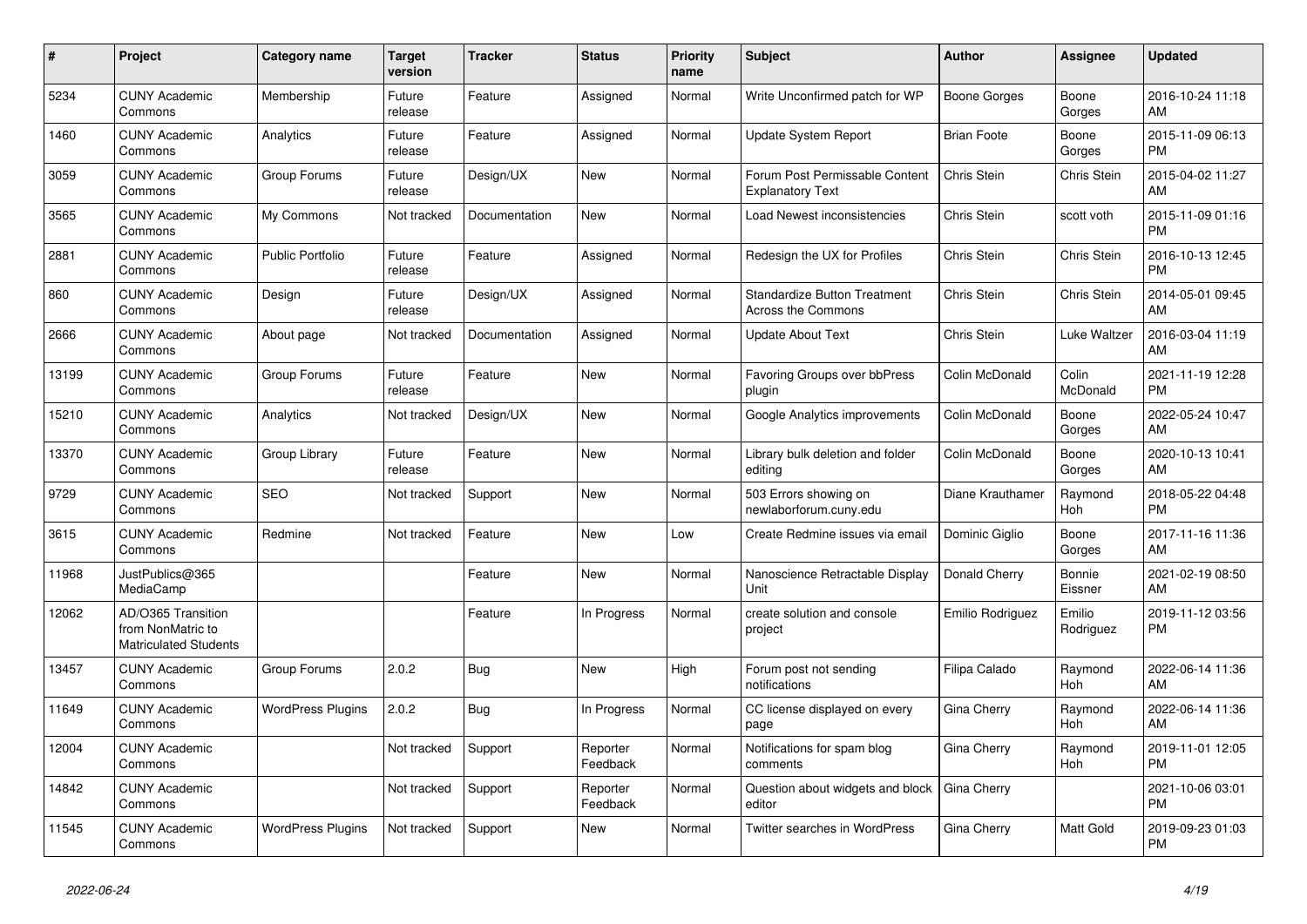| # | Project | Category name | Target version | Tracker | Status | Priority name | Subject | Author | Assignee | Updated |
|---|---|---|---|---|---|---|---|---|---|---|
| 5234 | CUNY Academic Commons | Membership | Future release | Feature | Assigned | Normal | Write Unconfirmed patch for WP | Boone Gorges | Boone Gorges | 2016-10-24 11:18 AM |
| 1460 | CUNY Academic Commons | Analytics | Future release | Feature | Assigned | Normal | Update System Report | Brian Foote | Boone Gorges | 2015-11-09 06:13 PM |
| 3059 | CUNY Academic Commons | Group Forums | Future release | Design/UX | New | Normal | Forum Post Permissable Content Explanatory Text | Chris Stein | Chris Stein | 2015-04-02 11:27 AM |
| 3565 | CUNY Academic Commons | My Commons | Not tracked | Documentation | New | Normal | Load Newest inconsistencies | Chris Stein | scott voth | 2015-11-09 01:16 PM |
| 2881 | CUNY Academic Commons | Public Portfolio | Future release | Feature | Assigned | Normal | Redesign the UX for Profiles | Chris Stein | Chris Stein | 2016-10-13 12:45 PM |
| 860 | CUNY Academic Commons | Design | Future release | Design/UX | Assigned | Normal | Standardize Button Treatment Across the Commons | Chris Stein | Chris Stein | 2014-05-01 09:45 AM |
| 2666 | CUNY Academic Commons | About page | Not tracked | Documentation | Assigned | Normal | Update About Text | Chris Stein | Luke Waltzer | 2016-03-04 11:19 AM |
| 13199 | CUNY Academic Commons | Group Forums | Future release | Feature | New | Normal | Favoring Groups over bbPress plugin | Colin McDonald | Colin McDonald | 2021-11-19 12:28 PM |
| 15210 | CUNY Academic Commons | Analytics | Not tracked | Design/UX | New | Normal | Google Analytics improvements | Colin McDonald | Boone Gorges | 2022-05-24 10:47 AM |
| 13370 | CUNY Academic Commons | Group Library | Future release | Feature | New | Normal | Library bulk deletion and folder editing | Colin McDonald | Boone Gorges | 2020-10-13 10:41 AM |
| 9729 | CUNY Academic Commons | SEO | Not tracked | Support | New | Normal | 503 Errors showing on newlaborforum.cuny.edu | Diane Krauthamer | Raymond Hoh | 2018-05-22 04:48 PM |
| 3615 | CUNY Academic Commons | Redmine | Not tracked | Feature | New | Low | Create Redmine issues via email | Dominic Giglio | Boone Gorges | 2017-11-16 11:36 AM |
| 11968 | JustPublics@365 MediaCamp | | | Feature | New | Normal | Nanoscience Retractable Display Unit | Donald Cherry | Bonnie Eissner | 2021-02-19 08:50 AM |
| 12062 | AD/O365 Transition from NonMatric to Matriculated Students | | | Feature | In Progress | Normal | create solution and console project | Emilio Rodriguez | Emilio Rodriguez | 2019-11-12 03:56 PM |
| 13457 | CUNY Academic Commons | Group Forums | 2.0.2 | Bug | New | High | Forum post not sending notifications | Filipa Calado | Raymond Hoh | 2022-06-14 11:36 AM |
| 11649 | CUNY Academic Commons | WordPress Plugins | 2.0.2 | Bug | In Progress | Normal | CC license displayed on every page | Gina Cherry | Raymond Hoh | 2022-06-14 11:36 AM |
| 12004 | CUNY Academic Commons | | Not tracked | Support | Reporter Feedback | Normal | Notifications for spam blog comments | Gina Cherry | Raymond Hoh | 2019-11-01 12:05 PM |
| 14842 | CUNY Academic Commons | | Not tracked | Support | Reporter Feedback | Normal | Question about widgets and block editor | Gina Cherry | | 2021-10-06 03:01 PM |
| 11545 | CUNY Academic Commons | WordPress Plugins | Not tracked | Support | New | Normal | Twitter searches in WordPress | Gina Cherry | Matt Gold | 2019-09-23 01:03 PM |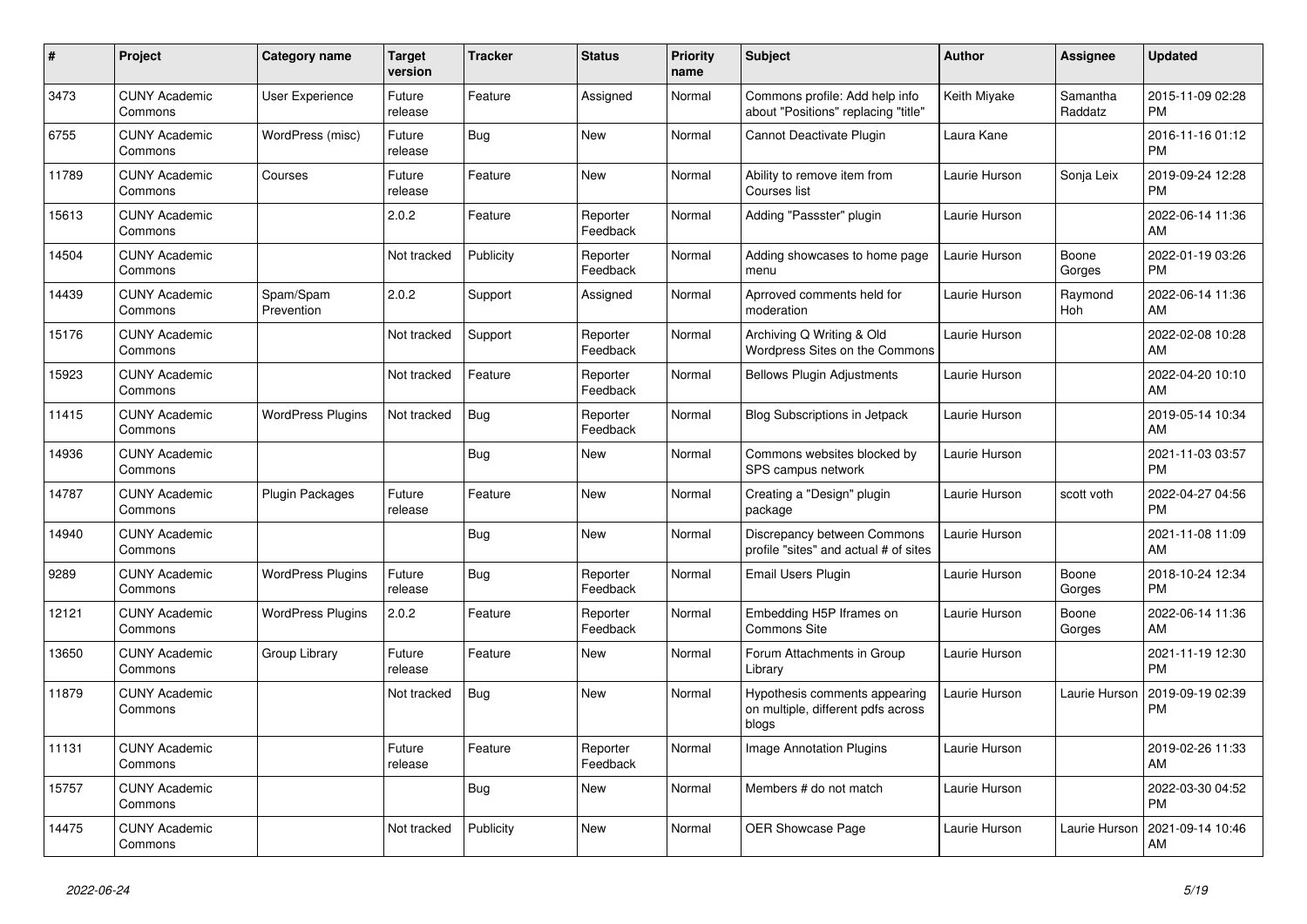| # | Project | Category name | Target version | Tracker | Status | Priority name | Subject | Author | Assignee | Updated |
|---|---|---|---|---|---|---|---|---|---|---|
| 3473 | CUNY Academic Commons | User Experience | Future release | Feature | Assigned | Normal | Commons profile: Add help info about "Positions" replacing "title" | Keith Miyake | Samantha Raddatz | 2015-11-09 02:28 PM |
| 6755 | CUNY Academic Commons | WordPress (misc) | Future release | Bug | New | Normal | Cannot Deactivate Plugin | Laura Kane | | 2016-11-16 01:12 PM |
| 11789 | CUNY Academic Commons | Courses | Future release | Feature | New | Normal | Ability to remove item from Courses list | Laurie Hurson | Sonja Leix | 2019-09-24 12:28 PM |
| 15613 | CUNY Academic Commons | | 2.0.2 | Feature | Reporter Feedback | Normal | Adding "Passster" plugin | Laurie Hurson | | 2022-06-14 11:36 AM |
| 14504 | CUNY Academic Commons | | Not tracked | Publicity | Reporter Feedback | Normal | Adding showcases to home page menu | Laurie Hurson | Boone Gorges | 2022-01-19 03:26 PM |
| 14439 | CUNY Academic Commons | Spam/Spam Prevention | 2.0.2 | Support | Assigned | Normal | Aprroved comments held for moderation | Laurie Hurson | Raymond Hoh | 2022-06-14 11:36 AM |
| 15176 | CUNY Academic Commons | | Not tracked | Support | Reporter Feedback | Normal | Archiving Q Writing & Old Wordpress Sites on the Commons | Laurie Hurson | | 2022-02-08 10:28 AM |
| 15923 | CUNY Academic Commons | | Not tracked | Feature | Reporter Feedback | Normal | Bellows Plugin Adjustments | Laurie Hurson | | 2022-04-20 10:10 AM |
| 11415 | CUNY Academic Commons | WordPress Plugins | Not tracked | Bug | Reporter Feedback | Normal | Blog Subscriptions in Jetpack | Laurie Hurson | | 2019-05-14 10:34 AM |
| 14936 | CUNY Academic Commons | | | Bug | New | Normal | Commons websites blocked by SPS campus network | Laurie Hurson | | 2021-11-03 03:57 PM |
| 14787 | CUNY Academic Commons | Plugin Packages | Future release | Feature | New | Normal | Creating a "Design" plugin package | Laurie Hurson | scott voth | 2022-04-27 04:56 PM |
| 14940 | CUNY Academic Commons | | | Bug | New | Normal | Discrepancy between Commons profile "sites" and actual # of sites | Laurie Hurson | | 2021-11-08 11:09 AM |
| 9289 | CUNY Academic Commons | WordPress Plugins | Future release | Bug | Reporter Feedback | Normal | Email Users Plugin | Laurie Hurson | Boone Gorges | 2018-10-24 12:34 PM |
| 12121 | CUNY Academic Commons | WordPress Plugins | 2.0.2 | Feature | Reporter Feedback | Normal | Embedding H5P Iframes on Commons Site | Laurie Hurson | Boone Gorges | 2022-06-14 11:36 AM |
| 13650 | CUNY Academic Commons | Group Library | Future release | Feature | New | Normal | Forum Attachments in Group Library | Laurie Hurson | | 2021-11-19 12:30 PM |
| 11879 | CUNY Academic Commons | | Not tracked | Bug | New | Normal | Hypothesis comments appearing on multiple, different pdfs across blogs | Laurie Hurson | Laurie Hurson | 2019-09-19 02:39 PM |
| 11131 | CUNY Academic Commons | | Future release | Feature | Reporter Feedback | Normal | Image Annotation Plugins | Laurie Hurson | | 2019-02-26 11:33 AM |
| 15757 | CUNY Academic Commons | | | Bug | New | Normal | Members # do not match | Laurie Hurson | | 2022-03-30 04:52 PM |
| 14475 | CUNY Academic Commons | | Not tracked | Publicity | New | Normal | OER Showcase Page | Laurie Hurson | Laurie Hurson | 2021-09-14 10:46 AM |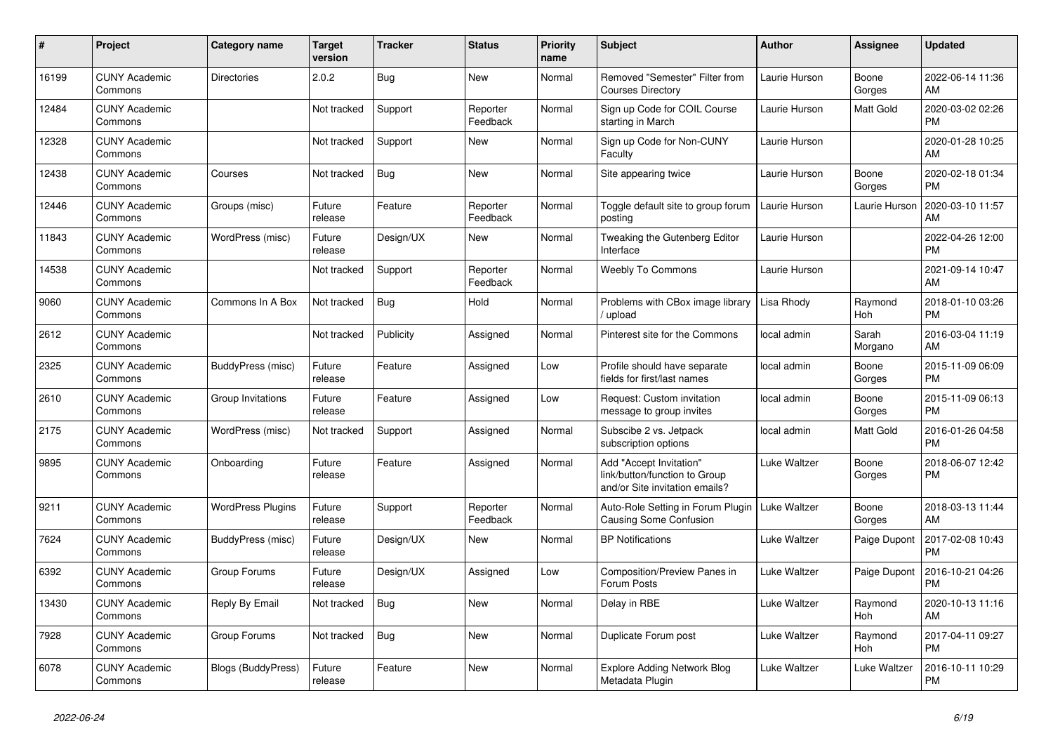| # | Project | Category name | Target version | Tracker | Status | Priority name | Subject | Author | Assignee | Updated |
|---|---|---|---|---|---|---|---|---|---|---|
| 16199 | CUNY Academic Commons | Directories | 2.0.2 | Bug | New | Normal | Removed "Semester" Filter from Courses Directory | Laurie Hurson | Boone Gorges | 2022-06-14 11:36 AM |
| 12484 | CUNY Academic Commons | | Not tracked | Support | Reporter Feedback | Normal | Sign up Code for COIL Course starting in March | Laurie Hurson | Matt Gold | 2020-03-02 02:26 PM |
| 12328 | CUNY Academic Commons | | Not tracked | Support | New | Normal | Sign up Code for Non-CUNY Faculty | Laurie Hurson | | 2020-01-28 10:25 AM |
| 12438 | CUNY Academic Commons | Courses | Not tracked | Bug | New | Normal | Site appearing twice | Laurie Hurson | Boone Gorges | 2020-02-18 01:34 PM |
| 12446 | CUNY Academic Commons | Groups (misc) | Future release | Feature | Reporter Feedback | Normal | Toggle default site to group forum posting | Laurie Hurson | Laurie Hurson | 2020-03-10 11:57 AM |
| 11843 | CUNY Academic Commons | WordPress (misc) | Future release | Design/UX | New | Normal | Tweaking the Gutenberg Editor Interface | Laurie Hurson | | 2022-04-26 12:00 PM |
| 14538 | CUNY Academic Commons | | Not tracked | Support | Reporter Feedback | Normal | Weebly To Commons | Laurie Hurson | | 2021-09-14 10:47 AM |
| 9060 | CUNY Academic Commons | Commons In A Box | Not tracked | Bug | Hold | Normal | Problems with CBox image library / upload | Lisa Rhody | Raymond Hoh | 2018-01-10 03:26 PM |
| 2612 | CUNY Academic Commons | | Not tracked | Publicity | Assigned | Normal | Pinterest site for the Commons | local admin | Sarah Morgano | 2016-03-04 11:19 AM |
| 2325 | CUNY Academic Commons | BuddyPress (misc) | Future release | Feature | Assigned | Low | Profile should have separate fields for first/last names | local admin | Boone Gorges | 2015-11-09 06:09 PM |
| 2610 | CUNY Academic Commons | Group Invitations | Future release | Feature | Assigned | Low | Request: Custom invitation message to group invites | local admin | Boone Gorges | 2015-11-09 06:13 PM |
| 2175 | CUNY Academic Commons | WordPress (misc) | Not tracked | Support | Assigned | Normal | Subscibe 2 vs. Jetpack subscription options | local admin | Matt Gold | 2016-01-26 04:58 PM |
| 9895 | CUNY Academic Commons | Onboarding | Future release | Feature | Assigned | Normal | Add "Accept Invitation" link/button/function to Group and/or Site invitation emails? | Luke Waltzer | Boone Gorges | 2018-06-07 12:42 PM |
| 9211 | CUNY Academic Commons | WordPress Plugins | Future release | Support | Reporter Feedback | Normal | Auto-Role Setting in Forum Plugin Causing Some Confusion | Luke Waltzer | Boone Gorges | 2018-03-13 11:44 AM |
| 7624 | CUNY Academic Commons | BuddyPress (misc) | Future release | Design/UX | New | Normal | BP Notifications | Luke Waltzer | Paige Dupont | 2017-02-08 10:43 PM |
| 6392 | CUNY Academic Commons | Group Forums | Future release | Design/UX | Assigned | Low | Composition/Preview Panes in Forum Posts | Luke Waltzer | Paige Dupont | 2016-10-21 04:26 PM |
| 13430 | CUNY Academic Commons | Reply By Email | Not tracked | Bug | New | Normal | Delay in RBE | Luke Waltzer | Raymond Hoh | 2020-10-13 11:16 AM |
| 7928 | CUNY Academic Commons | Group Forums | Not tracked | Bug | New | Normal | Duplicate Forum post | Luke Waltzer | Raymond Hoh | 2017-04-11 09:27 PM |
| 6078 | CUNY Academic Commons | Blogs (BuddyPress) | Future release | Feature | New | Normal | Explore Adding Network Blog Metadata Plugin | Luke Waltzer | Luke Waltzer | 2016-10-11 10:29 PM |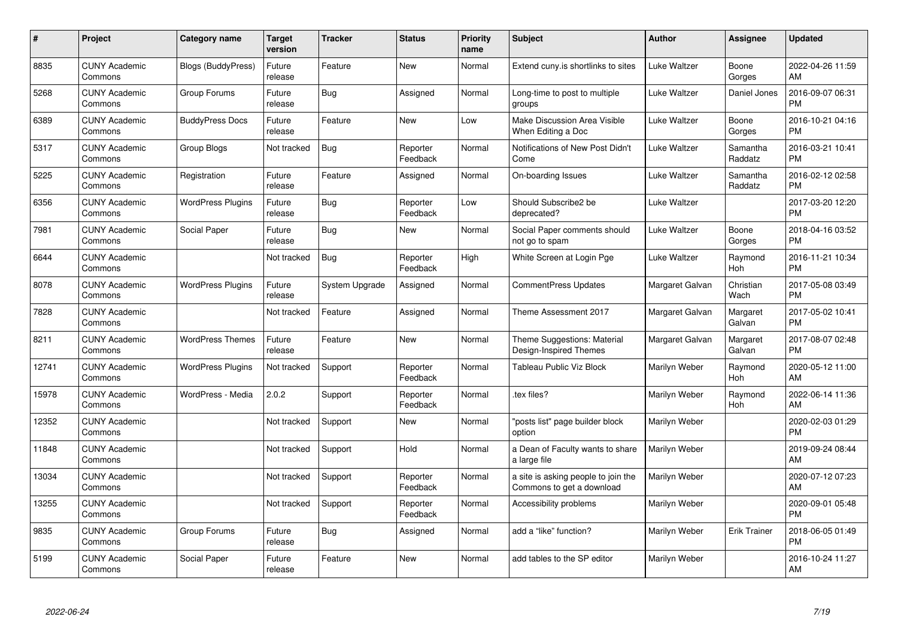| # | Project | Category name | Target version | Tracker | Status | Priority name | Subject | Author | Assignee | Updated |
|---|---|---|---|---|---|---|---|---|---|---|
| 8835 | CUNY Academic Commons | Blogs (BuddyPress) | Future release | Feature | New | Normal | Extend cuny.is shortlinks to sites | Luke Waltzer | Boone Gorges | 2022-04-26 11:59 AM |
| 5268 | CUNY Academic Commons | Group Forums | Future release | Bug | Assigned | Normal | Long-time to post to multiple groups | Luke Waltzer | Daniel Jones | 2016-09-07 06:31 PM |
| 6389 | CUNY Academic Commons | BuddyPress Docs | Future release | Feature | New | Low | Make Discussion Area Visible When Editing a Doc | Luke Waltzer | Boone Gorges | 2016-10-21 04:16 PM |
| 5317 | CUNY Academic Commons | Group Blogs | Not tracked | Bug | Reporter Feedback | Normal | Notifications of New Post Didn't Come | Luke Waltzer | Samantha Raddatz | 2016-03-21 10:41 PM |
| 5225 | CUNY Academic Commons | Registration | Future release | Feature | Assigned | Normal | On-boarding Issues | Luke Waltzer | Samantha Raddatz | 2016-02-12 02:58 PM |
| 6356 | CUNY Academic Commons | WordPress Plugins | Future release | Bug | Reporter Feedback | Low | Should Subscribe2 be deprecated? | Luke Waltzer | | 2017-03-20 12:20 PM |
| 7981 | CUNY Academic Commons | Social Paper | Future release | Bug | New | Normal | Social Paper comments should not go to spam | Luke Waltzer | Boone Gorges | 2018-04-16 03:52 PM |
| 6644 | CUNY Academic Commons | | Not tracked | Bug | Reporter Feedback | High | White Screen at Login Pge | Luke Waltzer | Raymond Hoh | 2016-11-21 10:34 PM |
| 8078 | CUNY Academic Commons | WordPress Plugins | Future release | System Upgrade | Assigned | Normal | CommentPress Updates | Margaret Galvan | Christian Wach | 2017-05-08 03:49 PM |
| 7828 | CUNY Academic Commons | | Not tracked | Feature | Assigned | Normal | Theme Assessment 2017 | Margaret Galvan | Margaret Galvan | 2017-05-02 10:41 PM |
| 8211 | CUNY Academic Commons | WordPress Themes | Future release | Feature | New | Normal | Theme Suggestions: Material Design-Inspired Themes | Margaret Galvan | Margaret Galvan | 2017-08-07 02:48 PM |
| 12741 | CUNY Academic Commons | WordPress Plugins | Not tracked | Support | Reporter Feedback | Normal | Tableau Public Viz Block | Marilyn Weber | Raymond Hoh | 2020-05-12 11:00 AM |
| 15978 | CUNY Academic Commons | WordPress - Media | 2.0.2 | Support | Reporter Feedback | Normal | .tex files? | Marilyn Weber | Raymond Hoh | 2022-06-14 11:36 AM |
| 12352 | CUNY Academic Commons | | Not tracked | Support | New | Normal | "posts list" page builder block option | Marilyn Weber | | 2020-02-03 01:29 PM |
| 11848 | CUNY Academic Commons | | Not tracked | Support | Hold | Normal | a Dean of Faculty wants to share a large file | Marilyn Weber | | 2019-09-24 08:44 AM |
| 13034 | CUNY Academic Commons | | Not tracked | Support | Reporter Feedback | Normal | a site is asking people to join the Commons to get a download | Marilyn Weber | | 2020-07-12 07:23 AM |
| 13255 | CUNY Academic Commons | | Not tracked | Support | Reporter Feedback | Normal | Accessibility problems | Marilyn Weber | | 2020-09-01 05:48 PM |
| 9835 | CUNY Academic Commons | Group Forums | Future release | Bug | Assigned | Normal | add a “like” function? | Marilyn Weber | Erik Trainer | 2018-06-05 01:49 PM |
| 5199 | CUNY Academic Commons | Social Paper | Future release | Feature | New | Normal | add tables to the SP editor | Marilyn Weber | | 2016-10-24 11:27 AM |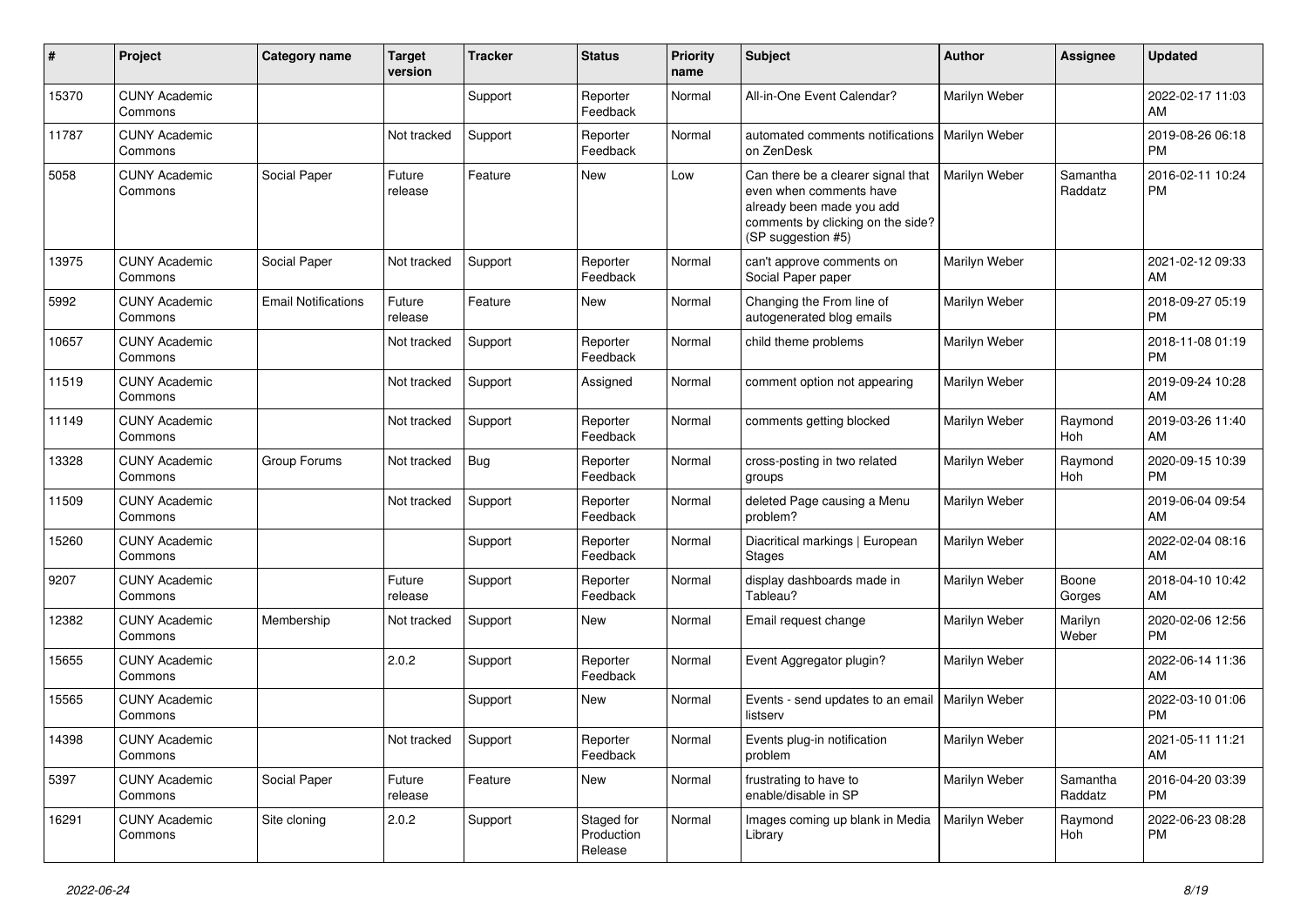| # | Project | Category name | Target version | Tracker | Status | Priority name | Subject | Author | Assignee | Updated |
|---|---|---|---|---|---|---|---|---|---|---|
| 15370 | CUNY Academic Commons | | | Support | Reporter Feedback | Normal | All-in-One Event Calendar? | Marilyn Weber | | 2022-02-17 11:03 AM |
| 11787 | CUNY Academic Commons | | Not tracked | Support | Reporter Feedback | Normal | automated comments notifications on ZenDesk | Marilyn Weber | | 2019-08-26 06:18 PM |
| 5058 | CUNY Academic Commons | Social Paper | Future release | Feature | New | Low | Can there be a clearer signal that even when comments have already been made you add comments by clicking on the side? (SP suggestion #5) | Marilyn Weber | Samantha Raddatz | 2016-02-11 10:24 PM |
| 13975 | CUNY Academic Commons | Social Paper | Not tracked | Support | Reporter Feedback | Normal | can't approve comments on Social Paper paper | Marilyn Weber | | 2021-02-12 09:33 AM |
| 5992 | CUNY Academic Commons | Email Notifications | Future release | Feature | New | Normal | Changing the From line of autogenerated blog emails | Marilyn Weber | | 2018-09-27 05:19 PM |
| 10657 | CUNY Academic Commons | | Not tracked | Support | Reporter Feedback | Normal | child theme problems | Marilyn Weber | | 2018-11-08 01:19 PM |
| 11519 | CUNY Academic Commons | | Not tracked | Support | Assigned | Normal | comment option not appearing | Marilyn Weber | | 2019-09-24 10:28 AM |
| 11149 | CUNY Academic Commons | | Not tracked | Support | Reporter Feedback | Normal | comments getting blocked | Marilyn Weber | Raymond Hoh | 2019-03-26 11:40 AM |
| 13328 | CUNY Academic Commons | Group Forums | Not tracked | Bug | Reporter Feedback | Normal | cross-posting in two related groups | Marilyn Weber | Raymond Hoh | 2020-09-15 10:39 PM |
| 11509 | CUNY Academic Commons | | Not tracked | Support | Reporter Feedback | Normal | deleted Page causing a Menu problem? | Marilyn Weber | | 2019-06-04 09:54 AM |
| 15260 | CUNY Academic Commons | | | Support | Reporter Feedback | Normal | Diacritical markings \| European Stages | Marilyn Weber | | 2022-02-04 08:16 AM |
| 9207 | CUNY Academic Commons | | Future release | Support | Reporter Feedback | Normal | display dashboards made in Tableau? | Marilyn Weber | Boone Gorges | 2018-04-10 10:42 AM |
| 12382 | CUNY Academic Commons | Membership | Not tracked | Support | New | Normal | Email request change | Marilyn Weber | Marilyn Weber | 2020-02-06 12:56 PM |
| 15655 | CUNY Academic Commons | | 2.0.2 | Support | Reporter Feedback | Normal | Event Aggregator plugin? | Marilyn Weber | | 2022-06-14 11:36 AM |
| 15565 | CUNY Academic Commons | | | Support | New | Normal | Events - send updates to an email listserv | Marilyn Weber | | 2022-03-10 01:06 PM |
| 14398 | CUNY Academic Commons | | Not tracked | Support | Reporter Feedback | Normal | Events plug-in notification problem | Marilyn Weber | | 2021-05-11 11:21 AM |
| 5397 | CUNY Academic Commons | Social Paper | Future release | Feature | New | Normal | frustrating to have to enable/disable in SP | Marilyn Weber | Samantha Raddatz | 2016-04-20 03:39 PM |
| 16291 | CUNY Academic Commons | Site cloning | 2.0.2 | Support | Staged for Production Release | Normal | Images coming up blank in Media Library | Marilyn Weber | Raymond Hoh | 2022-06-23 08:28 PM |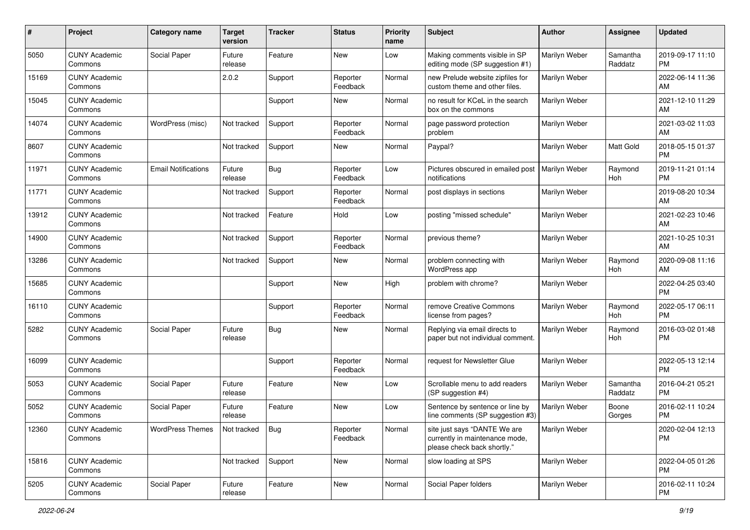| # | Project | Category name | Target version | Tracker | Status | Priority name | Subject | Author | Assignee | Updated |
|---|---|---|---|---|---|---|---|---|---|---|
| 5050 | CUNY Academic Commons | Social Paper | Future release | Feature | New | Low | Making comments visible in SP editing mode (SP suggestion #1) | Marilyn Weber | Samantha Raddatz | 2019-09-17 11:10 PM |
| 15169 | CUNY Academic Commons | | 2.0.2 | Support | Reporter Feedback | Normal | new Prelude website zipfiles for custom theme and other files. | Marilyn Weber | | 2022-06-14 11:36 AM |
| 15045 | CUNY Academic Commons | | | Support | New | Normal | no result for KCeL in the search box on the commons | Marilyn Weber | | 2021-12-10 11:29 AM |
| 14074 | CUNY Academic Commons | WordPress (misc) | Not tracked | Support | Reporter Feedback | Normal | page password protection problem | Marilyn Weber | | 2021-03-02 11:03 AM |
| 8607 | CUNY Academic Commons | | Not tracked | Support | New | Normal | Paypal? | Marilyn Weber | Matt Gold | 2018-05-15 01:37 PM |
| 11971 | CUNY Academic Commons | Email Notifications | Future release | Bug | Reporter Feedback | Low | Pictures obscured in emailed post notifications | Marilyn Weber | Raymond Hoh | 2019-11-21 01:14 PM |
| 11771 | CUNY Academic Commons | | Not tracked | Support | Reporter Feedback | Normal | post displays in sections | Marilyn Weber | | 2019-08-20 10:34 AM |
| 13912 | CUNY Academic Commons | | Not tracked | Feature | Hold | Low | posting "missed schedule" | Marilyn Weber | | 2021-02-23 10:46 AM |
| 14900 | CUNY Academic Commons | | Not tracked | Support | Reporter Feedback | Normal | previous theme? | Marilyn Weber | | 2021-10-25 10:31 AM |
| 13286 | CUNY Academic Commons | | Not tracked | Support | New | Normal | problem connecting with WordPress app | Marilyn Weber | Raymond Hoh | 2020-09-08 11:16 AM |
| 15685 | CUNY Academic Commons | | | Support | New | High | problem with chrome? | Marilyn Weber | | 2022-04-25 03:40 PM |
| 16110 | CUNY Academic Commons | | | Support | Reporter Feedback | Normal | remove Creative Commons license from pages? | Marilyn Weber | Raymond Hoh | 2022-05-17 06:11 PM |
| 5282 | CUNY Academic Commons | Social Paper | Future release | Bug | New | Normal | Replying via email directs to paper but not individual comment. | Marilyn Weber | Raymond Hoh | 2016-03-02 01:48 PM |
| 16099 | CUNY Academic Commons | | | Support | Reporter Feedback | Normal | request for Newsletter Glue | Marilyn Weber | | 2022-05-13 12:14 PM |
| 5053 | CUNY Academic Commons | Social Paper | Future release | Feature | New | Low | Scrollable menu to add readers (SP suggestion #4) | Marilyn Weber | Samantha Raddatz | 2016-04-21 05:21 PM |
| 5052 | CUNY Academic Commons | Social Paper | Future release | Feature | New | Low | Sentence by sentence or line by line comments (SP suggestion #3) | Marilyn Weber | Boone Gorges | 2016-02-11 10:24 PM |
| 12360 | CUNY Academic Commons | WordPress Themes | Not tracked | Bug | Reporter Feedback | Normal | site just says "DANTE We are currently in maintenance mode, please check back shortly." | Marilyn Weber | | 2020-02-04 12:13 PM |
| 15816 | CUNY Academic Commons | | Not tracked | Support | New | Normal | slow loading at SPS | Marilyn Weber | | 2022-04-05 01:26 PM |
| 5205 | CUNY Academic Commons | Social Paper | Future release | Feature | New | Normal | Social Paper folders | Marilyn Weber | | 2016-02-11 10:24 PM |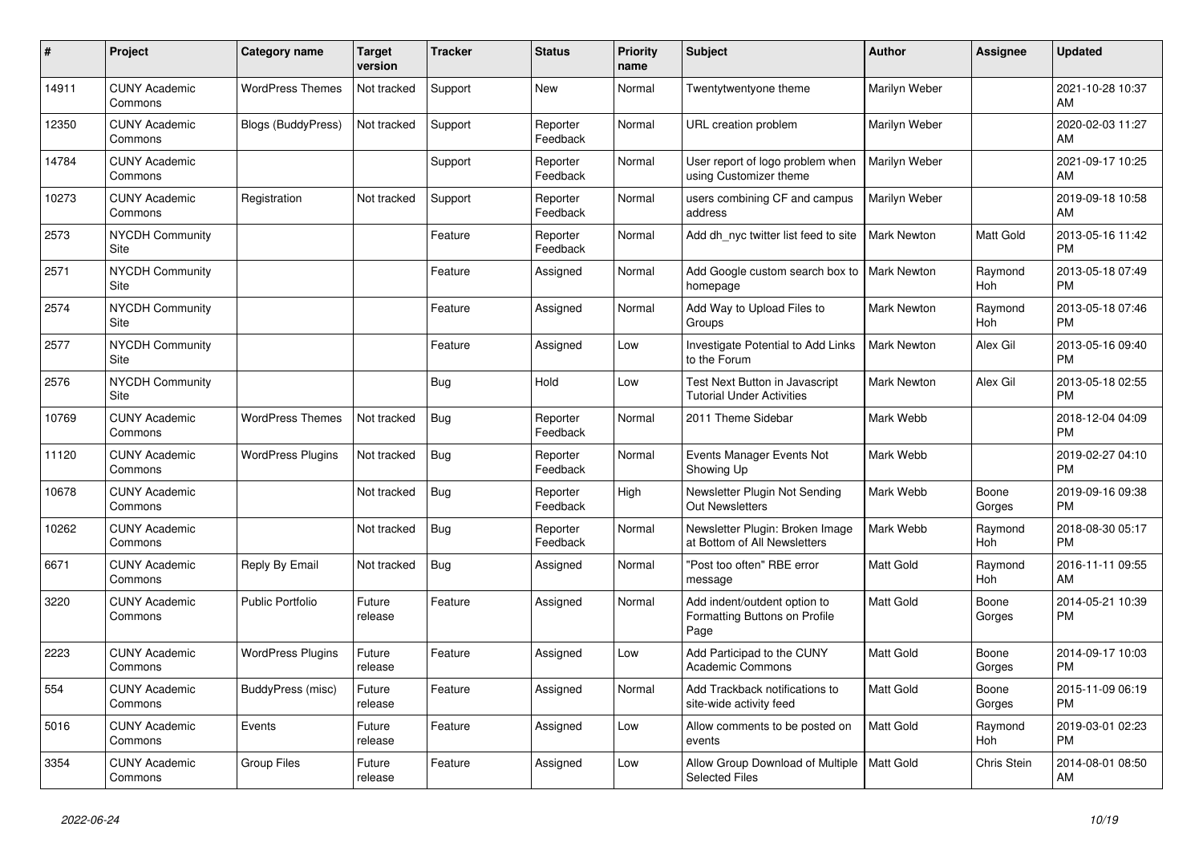| # | Project | Category name | Target version | Tracker | Status | Priority name | Subject | Author | Assignee | Updated |
|---|---|---|---|---|---|---|---|---|---|---|
| 14911 | CUNY Academic Commons | WordPress Themes | Not tracked | Support | New | Normal | Twentytwentyone theme | Marilyn Weber | | 2021-10-28 10:37 AM |
| 12350 | CUNY Academic Commons | Blogs (BuddyPress) | Not tracked | Support | Reporter Feedback | Normal | URL creation problem | Marilyn Weber | | 2020-02-03 11:27 AM |
| 14784 | CUNY Academic Commons | | | Support | Reporter Feedback | Normal | User report of logo problem when using Customizer theme | Marilyn Weber | | 2021-09-17 10:25 AM |
| 10273 | CUNY Academic Commons | Registration | Not tracked | Support | Reporter Feedback | Normal | users combining CF and campus address | Marilyn Weber | | 2019-09-18 10:58 AM |
| 2573 | NYCDH Community Site | | | Feature | Reporter Feedback | Normal | Add dh_nyc twitter list feed to site | Mark Newton | Matt Gold | 2013-05-16 11:42 PM |
| 2571 | NYCDH Community Site | | | Feature | Assigned | Normal | Add Google custom search box to homepage | Mark Newton | Raymond Hoh | 2013-05-18 07:49 PM |
| 2574 | NYCDH Community Site | | | Feature | Assigned | Normal | Add Way to Upload Files to Groups | Mark Newton | Raymond Hoh | 2013-05-18 07:46 PM |
| 2577 | NYCDH Community Site | | | Feature | Assigned | Low | Investigate Potential to Add Links to the Forum | Mark Newton | Alex Gil | 2013-05-16 09:40 PM |
| 2576 | NYCDH Community Site | | | Bug | Hold | Low | Test Next Button in Javascript Tutorial Under Activities | Mark Newton | Alex Gil | 2013-05-18 02:55 PM |
| 10769 | CUNY Academic Commons | WordPress Themes | Not tracked | Bug | Reporter Feedback | Normal | 2011 Theme Sidebar | Mark Webb | | 2018-12-04 04:09 PM |
| 11120 | CUNY Academic Commons | WordPress Plugins | Not tracked | Bug | Reporter Feedback | Normal | Events Manager Events Not Showing Up | Mark Webb | | 2019-02-27 04:10 PM |
| 10678 | CUNY Academic Commons | | Not tracked | Bug | Reporter Feedback | High | Newsletter Plugin Not Sending Out Newsletters | Mark Webb | Boone Gorges | 2019-09-16 09:38 PM |
| 10262 | CUNY Academic Commons | | Not tracked | Bug | Reporter Feedback | Normal | Newsletter Plugin: Broken Image at Bottom of All Newsletters | Mark Webb | Raymond Hoh | 2018-08-30 05:17 PM |
| 6671 | CUNY Academic Commons | Reply By Email | Not tracked | Bug | Assigned | Normal | "Post too often" RBE error message | Matt Gold | Raymond Hoh | 2016-11-11 09:55 AM |
| 3220 | CUNY Academic Commons | Public Portfolio | Future release | Feature | Assigned | Normal | Add indent/outdent option to Formatting Buttons on Profile Page | Matt Gold | Boone Gorges | 2014-05-21 10:39 PM |
| 2223 | CUNY Academic Commons | WordPress Plugins | Future release | Feature | Assigned | Low | Add Participad to the CUNY Academic Commons | Matt Gold | Boone Gorges | 2014-09-17 10:03 PM |
| 554 | CUNY Academic Commons | BuddyPress (misc) | Future release | Feature | Assigned | Normal | Add Trackback notifications to site-wide activity feed | Matt Gold | Boone Gorges | 2015-11-09 06:19 PM |
| 5016 | CUNY Academic Commons | Events | Future release | Feature | Assigned | Low | Allow comments to be posted on events | Matt Gold | Raymond Hoh | 2019-03-01 02:23 PM |
| 3354 | CUNY Academic Commons | Group Files | Future release | Feature | Assigned | Low | Allow Group Download of Multiple Selected Files | Matt Gold | Chris Stein | 2014-08-01 08:50 AM |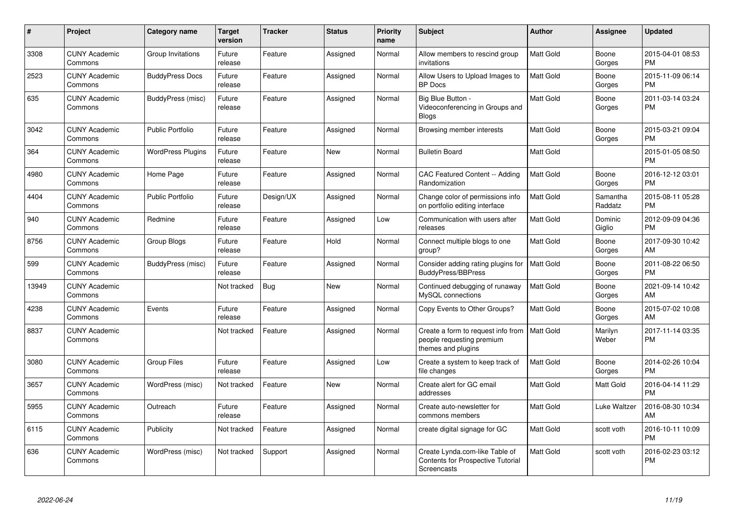| # | Project | Category name | Target version | Tracker | Status | Priority name | Subject | Author | Assignee | Updated |
|---|---|---|---|---|---|---|---|---|---|---|
| 3308 | CUNY Academic Commons | Group Invitations | Future release | Feature | Assigned | Normal | Allow members to rescind group invitations | Matt Gold | Boone Gorges | 2015-04-01 08:53 PM |
| 2523 | CUNY Academic Commons | BuddyPress Docs | Future release | Feature | Assigned | Normal | Allow Users to Upload Images to BP Docs | Matt Gold | Boone Gorges | 2015-11-09 06:14 PM |
| 635 | CUNY Academic Commons | BuddyPress (misc) | Future release | Feature | Assigned | Normal | Big Blue Button - Videoconferencing in Groups and Blogs | Matt Gold | Boone Gorges | 2011-03-14 03:24 PM |
| 3042 | CUNY Academic Commons | Public Portfolio | Future release | Feature | Assigned | Normal | Browsing member interests | Matt Gold | Boone Gorges | 2015-03-21 09:04 PM |
| 364 | CUNY Academic Commons | WordPress Plugins | Future release | Feature | New | Normal | Bulletin Board | Matt Gold | | 2015-01-05 08:50 PM |
| 4980 | CUNY Academic Commons | Home Page | Future release | Feature | Assigned | Normal | CAC Featured Content -- Adding Randomization | Matt Gold | Boone Gorges | 2016-12-12 03:01 PM |
| 4404 | CUNY Academic Commons | Public Portfolio | Future release | Design/UX | Assigned | Normal | Change color of permissions info on portfolio editing interface | Matt Gold | Samantha Raddatz | 2015-08-11 05:28 PM |
| 940 | CUNY Academic Commons | Redmine | Future release | Feature | Assigned | Low | Communication with users after releases | Matt Gold | Dominic Giglio | 2012-09-09 04:36 PM |
| 8756 | CUNY Academic Commons | Group Blogs | Future release | Feature | Hold | Normal | Connect multiple blogs to one group? | Matt Gold | Boone Gorges | 2017-09-30 10:42 AM |
| 599 | CUNY Academic Commons | BuddyPress (misc) | Future release | Feature | Assigned | Normal | Consider adding rating plugins for BuddyPress/BBPress | Matt Gold | Boone Gorges | 2011-08-22 06:50 PM |
| 13949 | CUNY Academic Commons | | Not tracked | Bug | New | Normal | Continued debugging of runaway MySQL connections | Matt Gold | Boone Gorges | 2021-09-14 10:42 AM |
| 4238 | CUNY Academic Commons | Events | Future release | Feature | Assigned | Normal | Copy Events to Other Groups? | Matt Gold | Boone Gorges | 2015-07-02 10:08 AM |
| 8837 | CUNY Academic Commons | | Not tracked | Feature | Assigned | Normal | Create a form to request info from people requesting premium themes and plugins | Matt Gold | Marilyn Weber | 2017-11-14 03:35 PM |
| 3080 | CUNY Academic Commons | Group Files | Future release | Feature | Assigned | Low | Create a system to keep track of file changes | Matt Gold | Boone Gorges | 2014-02-26 10:04 PM |
| 3657 | CUNY Academic Commons | WordPress (misc) | Not tracked | Feature | New | Normal | Create alert for GC email addresses | Matt Gold | Matt Gold | 2016-04-14 11:29 PM |
| 5955 | CUNY Academic Commons | Outreach | Future release | Feature | Assigned | Normal | Create auto-newsletter for commons members | Matt Gold | Luke Waltzer | 2016-08-30 10:34 AM |
| 6115 | CUNY Academic Commons | Publicity | Not tracked | Feature | Assigned | Normal | create digital signage for GC | Matt Gold | scott voth | 2016-10-11 10:09 PM |
| 636 | CUNY Academic Commons | WordPress (misc) | Not tracked | Support | Assigned | Normal | Create Lynda.com-like Table of Contents for Prospective Tutorial Screencasts | Matt Gold | scott voth | 2016-02-23 03:12 PM |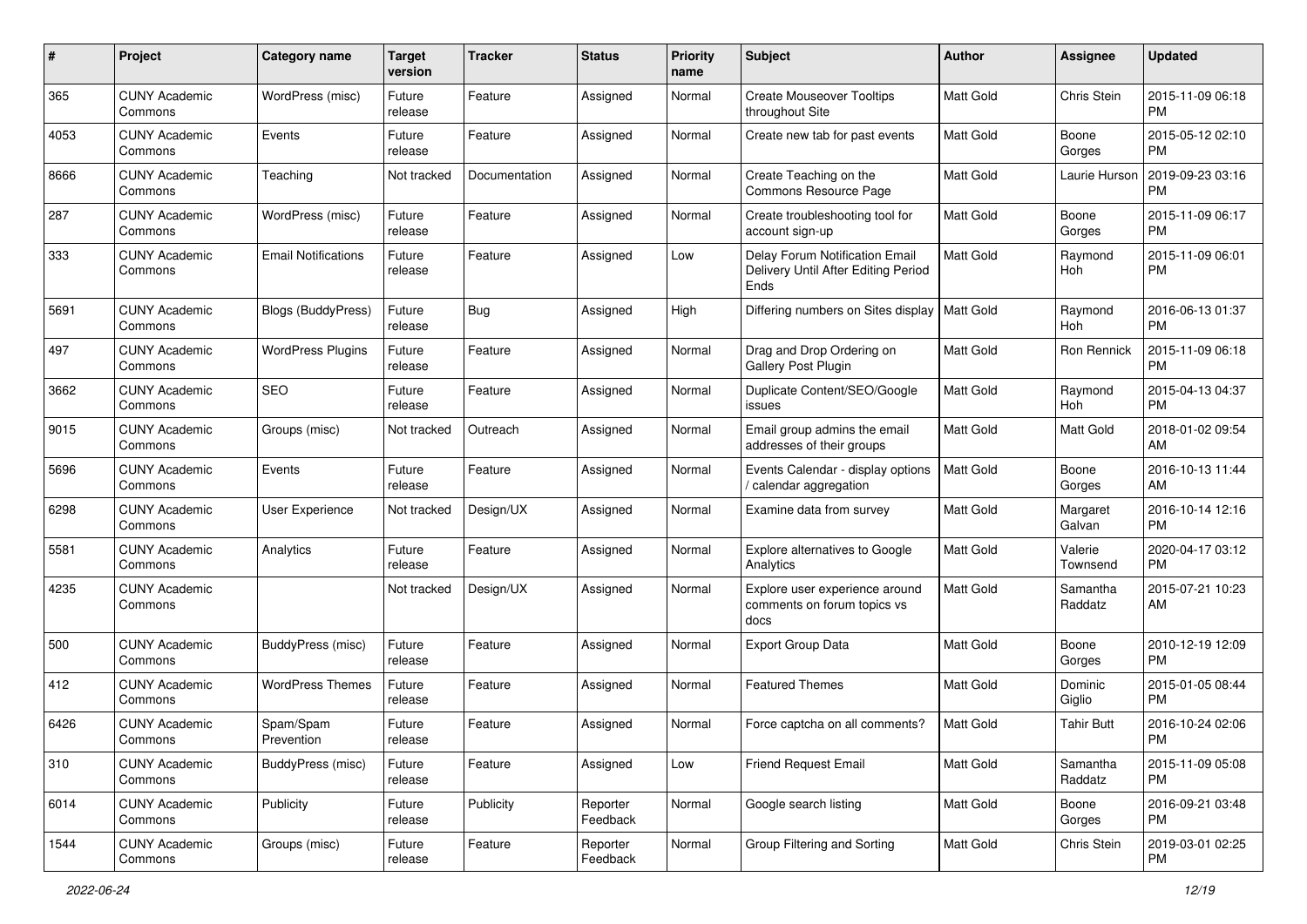| # | Project | Category name | Target version | Tracker | Status | Priority name | Subject | Author | Assignee | Updated |
|---|---|---|---|---|---|---|---|---|---|---|
| 365 | CUNY Academic Commons | WordPress (misc) | Future release | Feature | Assigned | Normal | Create Mouseover Tooltips throughout Site | Matt Gold | Chris Stein | 2015-11-09 06:18 PM |
| 4053 | CUNY Academic Commons | Events | Future release | Feature | Assigned | Normal | Create new tab for past events | Matt Gold | Boone Gorges | 2015-05-12 02:10 PM |
| 8666 | CUNY Academic Commons | Teaching | Not tracked | Documentation | Assigned | Normal | Create Teaching on the Commons Resource Page | Matt Gold | Laurie Hurson | 2019-09-23 03:16 PM |
| 287 | CUNY Academic Commons | WordPress (misc) | Future release | Feature | Assigned | Normal | Create troubleshooting tool for account sign-up | Matt Gold | Boone Gorges | 2015-11-09 06:17 PM |
| 333 | CUNY Academic Commons | Email Notifications | Future release | Feature | Assigned | Low | Delay Forum Notification Email Delivery Until After Editing Period Ends | Matt Gold | Raymond Hoh | 2015-11-09 06:01 PM |
| 5691 | CUNY Academic Commons | Blogs (BuddyPress) | Future release | Bug | Assigned | High | Differing numbers on Sites display | Matt Gold | Raymond Hoh | 2016-06-13 01:37 PM |
| 497 | CUNY Academic Commons | WordPress Plugins | Future release | Feature | Assigned | Normal | Drag and Drop Ordering on Gallery Post Plugin | Matt Gold | Ron Rennick | 2015-11-09 06:18 PM |
| 3662 | CUNY Academic Commons | SEO | Future release | Feature | Assigned | Normal | Duplicate Content/SEO/Google issues | Matt Gold | Raymond Hoh | 2015-04-13 04:37 PM |
| 9015 | CUNY Academic Commons | Groups (misc) | Not tracked | Outreach | Assigned | Normal | Email group admins the email addresses of their groups | Matt Gold | Matt Gold | 2018-01-02 09:54 AM |
| 5696 | CUNY Academic Commons | Events | Future release | Feature | Assigned | Normal | Events Calendar - display options / calendar aggregation | Matt Gold | Boone Gorges | 2016-10-13 11:44 AM |
| 6298 | CUNY Academic Commons | User Experience | Not tracked | Design/UX | Assigned | Normal | Examine data from survey | Matt Gold | Margaret Galvan | 2016-10-14 12:16 PM |
| 5581 | CUNY Academic Commons | Analytics | Future release | Feature | Assigned | Normal | Explore alternatives to Google Analytics | Matt Gold | Valerie Townsend | 2020-04-17 03:12 PM |
| 4235 | CUNY Academic Commons | | Not tracked | Design/UX | Assigned | Normal | Explore user experience around comments on forum topics vs docs | Matt Gold | Samantha Raddatz | 2015-07-21 10:23 AM |
| 500 | CUNY Academic Commons | BuddyPress (misc) | Future release | Feature | Assigned | Normal | Export Group Data | Matt Gold | Boone Gorges | 2010-12-19 12:09 PM |
| 412 | CUNY Academic Commons | WordPress Themes | Future release | Feature | Assigned | Normal | Featured Themes | Matt Gold | Dominic Giglio | 2015-01-05 08:44 PM |
| 6426 | CUNY Academic Commons | Spam/Spam Prevention | Future release | Feature | Assigned | Normal | Force captcha on all comments? | Matt Gold | Tahir Butt | 2016-10-24 02:06 PM |
| 310 | CUNY Academic Commons | BuddyPress (misc) | Future release | Feature | Assigned | Low | Friend Request Email | Matt Gold | Samantha Raddatz | 2015-11-09 05:08 PM |
| 6014 | CUNY Academic Commons | Publicity | Future release | Publicity | Reporter Feedback | Normal | Google search listing | Matt Gold | Boone Gorges | 2016-09-21 03:48 PM |
| 1544 | CUNY Academic Commons | Groups (misc) | Future release | Feature | Reporter Feedback | Normal | Group Filtering and Sorting | Matt Gold | Chris Stein | 2019-03-01 02:25 PM |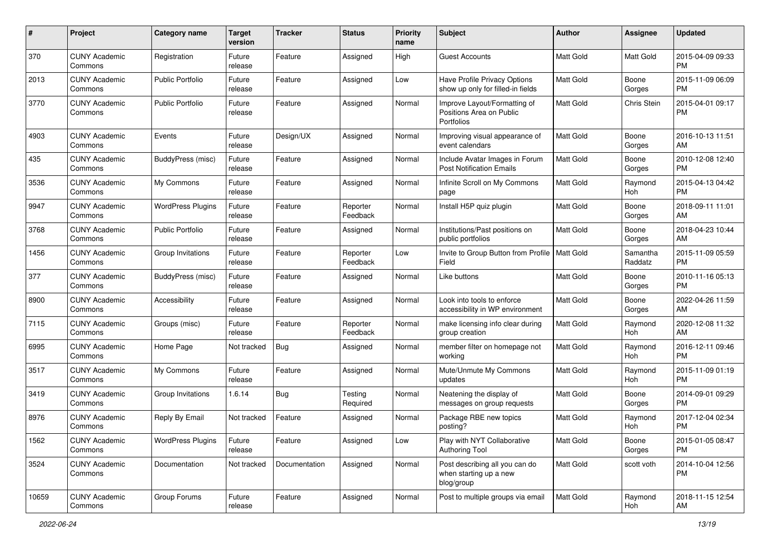| # | Project | Category name | Target version | Tracker | Status | Priority name | Subject | Author | Assignee | Updated |
|---|---|---|---|---|---|---|---|---|---|---|
| 370 | CUNY Academic Commons | Registration | Future release | Feature | Assigned | High | Guest Accounts | Matt Gold | Matt Gold | 2015-04-09 09:33 PM |
| 2013 | CUNY Academic Commons | Public Portfolio | Future release | Feature | Assigned | Low | Have Profile Privacy Options show up only for filled-in fields | Matt Gold | Boone Gorges | 2015-11-09 06:09 PM |
| 3770 | CUNY Academic Commons | Public Portfolio | Future release | Feature | Assigned | Normal | Improve Layout/Formatting of Positions Area on Public Portfolios | Matt Gold | Chris Stein | 2015-04-01 09:17 PM |
| 4903 | CUNY Academic Commons | Events | Future release | Design/UX | Assigned | Normal | Improving visual appearance of event calendars | Matt Gold | Boone Gorges | 2016-10-13 11:51 AM |
| 435 | CUNY Academic Commons | BuddyPress (misc) | Future release | Feature | Assigned | Normal | Include Avatar Images in Forum Post Notification Emails | Matt Gold | Boone Gorges | 2010-12-08 12:40 PM |
| 3536 | CUNY Academic Commons | My Commons | Future release | Feature | Assigned | Normal | Infinite Scroll on My Commons page | Matt Gold | Raymond Hoh | 2015-04-13 04:42 PM |
| 9947 | CUNY Academic Commons | WordPress Plugins | Future release | Feature | Reporter Feedback | Normal | Install H5P quiz plugin | Matt Gold | Boone Gorges | 2018-09-11 11:01 AM |
| 3768 | CUNY Academic Commons | Public Portfolio | Future release | Feature | Assigned | Normal | Institutions/Past positions on public portfolios | Matt Gold | Boone Gorges | 2018-04-23 10:44 AM |
| 1456 | CUNY Academic Commons | Group Invitations | Future release | Feature | Reporter Feedback | Low | Invite to Group Button from Profile Field | Matt Gold | Samantha Raddatz | 2015-11-09 05:59 PM |
| 377 | CUNY Academic Commons | BuddyPress (misc) | Future release | Feature | Assigned | Normal | Like buttons | Matt Gold | Boone Gorges | 2010-11-16 05:13 PM |
| 8900 | CUNY Academic Commons | Accessibility | Future release | Feature | Assigned | Normal | Look into tools to enforce accessibility in WP environment | Matt Gold | Boone Gorges | 2022-04-26 11:59 AM |
| 7115 | CUNY Academic Commons | Groups (misc) | Future release | Feature | Reporter Feedback | Normal | make licensing info clear during group creation | Matt Gold | Raymond Hoh | 2020-12-08 11:32 AM |
| 6995 | CUNY Academic Commons | Home Page | Not tracked | Bug | Assigned | Normal | member filter on homepage not working | Matt Gold | Raymond Hoh | 2016-12-11 09:46 PM |
| 3517 | CUNY Academic Commons | My Commons | Future release | Feature | Assigned | Normal | Mute/Unmute My Commons updates | Matt Gold | Raymond Hoh | 2015-11-09 01:19 PM |
| 3419 | CUNY Academic Commons | Group Invitations | 1.6.14 | Bug | Testing Required | Normal | Neatening the display of messages on group requests | Matt Gold | Boone Gorges | 2014-09-01 09:29 PM |
| 8976 | CUNY Academic Commons | Reply By Email | Not tracked | Feature | Assigned | Normal | Package RBE new topics posting? | Matt Gold | Raymond Hoh | 2017-12-04 02:34 PM |
| 1562 | CUNY Academic Commons | WordPress Plugins | Future release | Feature | Assigned | Low | Play with NYT Collaborative Authoring Tool | Matt Gold | Boone Gorges | 2015-01-05 08:47 PM |
| 3524 | CUNY Academic Commons | Documentation | Not tracked | Documentation | Assigned | Normal | Post describing all you can do when starting up a new blog/group | Matt Gold | scott voth | 2014-10-04 12:56 PM |
| 10659 | CUNY Academic Commons | Group Forums | Future release | Feature | Assigned | Normal | Post to multiple groups via email | Matt Gold | Raymond Hoh | 2018-11-15 12:54 AM |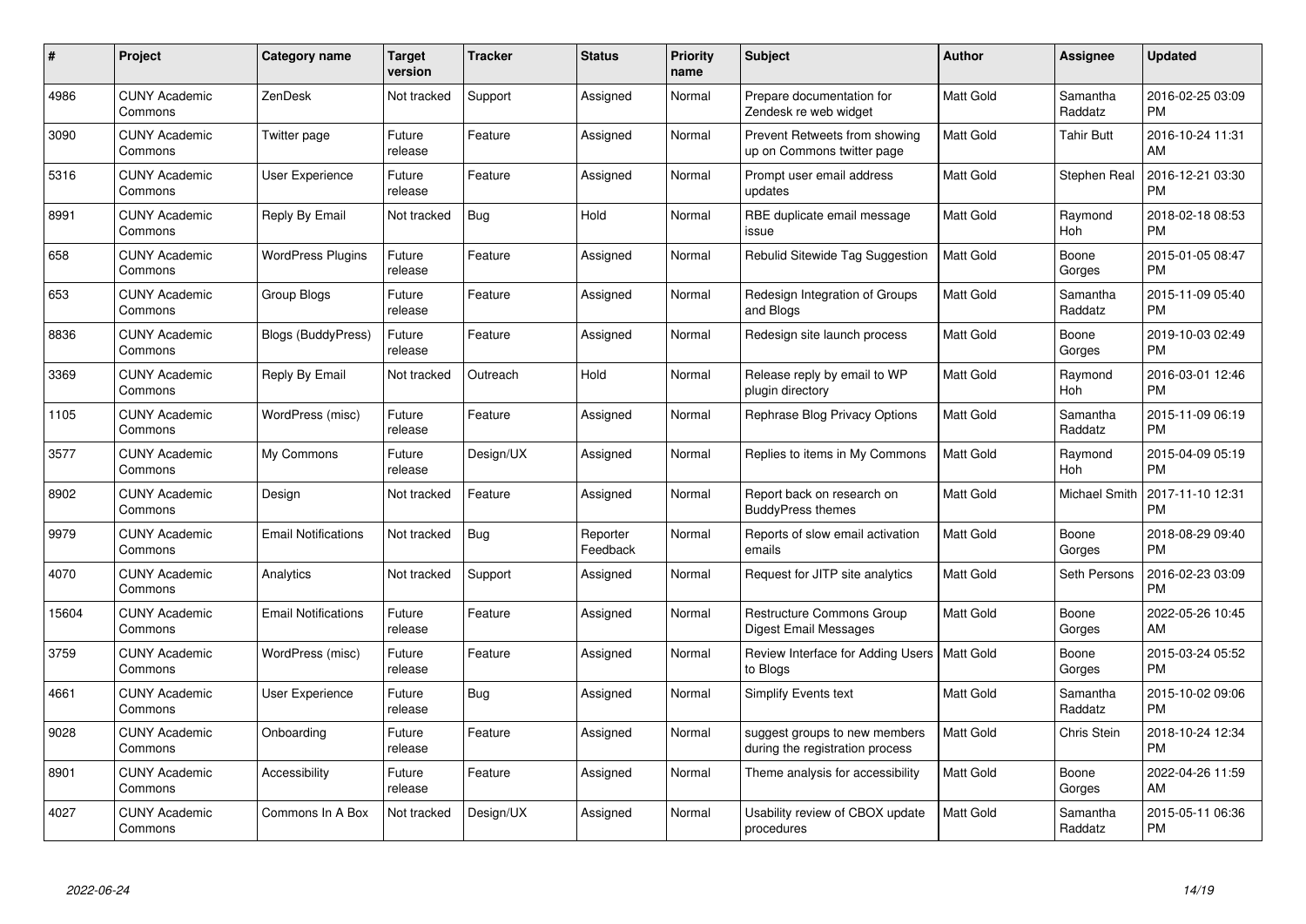| # | Project | Category name | Target version | Tracker | Status | Priority name | Subject | Author | Assignee | Updated |
|---|---|---|---|---|---|---|---|---|---|---|
| 4986 | CUNY Academic Commons | ZenDesk | Not tracked | Support | Assigned | Normal | Prepare documentation for Zendesk re web widget | Matt Gold | Samantha Raddatz | 2016-02-25 03:09 PM |
| 3090 | CUNY Academic Commons | Twitter page | Future release | Feature | Assigned | Normal | Prevent Retweets from showing up on Commons twitter page | Matt Gold | Tahir Butt | 2016-10-24 11:31 AM |
| 5316 | CUNY Academic Commons | User Experience | Future release | Feature | Assigned | Normal | Prompt user email address updates | Matt Gold | Stephen Real | 2016-12-21 03:30 PM |
| 8991 | CUNY Academic Commons | Reply By Email | Not tracked | Bug | Hold | Normal | RBE duplicate email message issue | Matt Gold | Raymond Hoh | 2018-02-18 08:53 PM |
| 658 | CUNY Academic Commons | WordPress Plugins | Future release | Feature | Assigned | Normal | Rebulid Sitewide Tag Suggestion | Matt Gold | Boone Gorges | 2015-01-05 08:47 PM |
| 653 | CUNY Academic Commons | Group Blogs | Future release | Feature | Assigned | Normal | Redesign Integration of Groups and Blogs | Matt Gold | Samantha Raddatz | 2015-11-09 05:40 PM |
| 8836 | CUNY Academic Commons | Blogs (BuddyPress) | Future release | Feature | Assigned | Normal | Redesign site launch process | Matt Gold | Boone Gorges | 2019-10-03 02:49 PM |
| 3369 | CUNY Academic Commons | Reply By Email | Not tracked | Outreach | Hold | Normal | Release reply by email to WP plugin directory | Matt Gold | Raymond Hoh | 2016-03-01 12:46 PM |
| 1105 | CUNY Academic Commons | WordPress (misc) | Future release | Feature | Assigned | Normal | Rephrase Blog Privacy Options | Matt Gold | Samantha Raddatz | 2015-11-09 06:19 PM |
| 3577 | CUNY Academic Commons | My Commons | Future release | Design/UX | Assigned | Normal | Replies to items in My Commons | Matt Gold | Raymond Hoh | 2015-04-09 05:19 PM |
| 8902 | CUNY Academic Commons | Design | Not tracked | Feature | Assigned | Normal | Report back on research on BuddyPress themes | Matt Gold | Michael Smith | 2017-11-10 12:31 PM |
| 9979 | CUNY Academic Commons | Email Notifications | Not tracked | Bug | Reporter Feedback | Normal | Reports of slow email activation emails | Matt Gold | Boone Gorges | 2018-08-29 09:40 PM |
| 4070 | CUNY Academic Commons | Analytics | Not tracked | Support | Assigned | Normal | Request for JITP site analytics | Matt Gold | Seth Persons | 2016-02-23 03:09 PM |
| 15604 | CUNY Academic Commons | Email Notifications | Future release | Feature | Assigned | Normal | Restructure Commons Group Digest Email Messages | Matt Gold | Boone Gorges | 2022-05-26 10:45 AM |
| 3759 | CUNY Academic Commons | WordPress (misc) | Future release | Feature | Assigned | Normal | Review Interface for Adding Users to Blogs | Matt Gold | Boone Gorges | 2015-03-24 05:52 PM |
| 4661 | CUNY Academic Commons | User Experience | Future release | Bug | Assigned | Normal | Simplify Events text | Matt Gold | Samantha Raddatz | 2015-10-02 09:06 PM |
| 9028 | CUNY Academic Commons | Onboarding | Future release | Feature | Assigned | Normal | suggest groups to new members during the registration process | Matt Gold | Chris Stein | 2018-10-24 12:34 PM |
| 8901 | CUNY Academic Commons | Accessibility | Future release | Feature | Assigned | Normal | Theme analysis for accessibility | Matt Gold | Boone Gorges | 2022-04-26 11:59 AM |
| 4027 | CUNY Academic Commons | Commons In A Box | Not tracked | Design/UX | Assigned | Normal | Usability review of CBOX update procedures | Matt Gold | Samantha Raddatz | 2015-05-11 06:36 PM |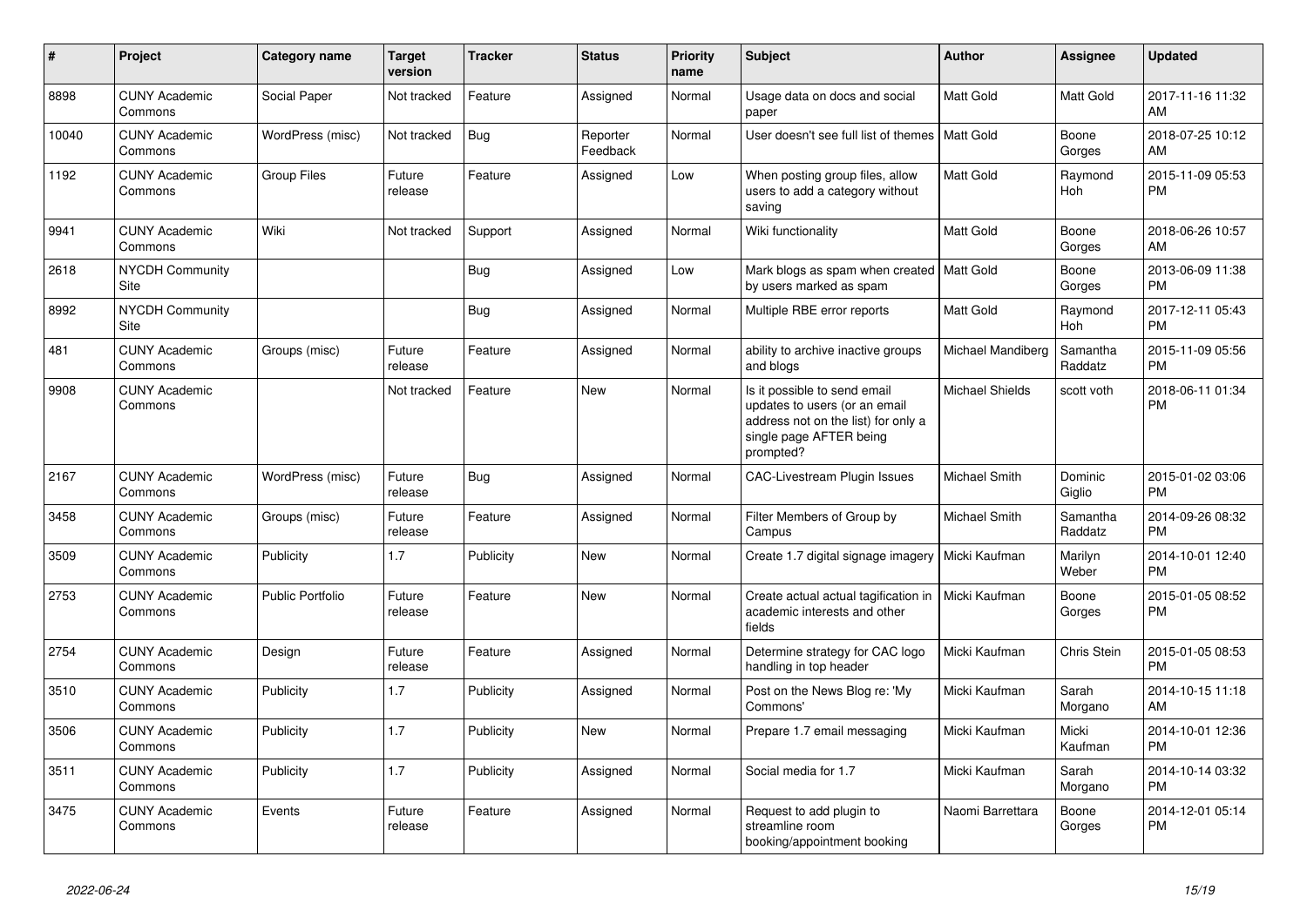| # | Project | Category name | Target version | Tracker | Status | Priority name | Subject | Author | Assignee | Updated |
|---|---|---|---|---|---|---|---|---|---|---|
| 8898 | CUNY Academic Commons | Social Paper | Not tracked | Feature | Assigned | Normal | Usage data on docs and social paper | Matt Gold | Matt Gold | 2017-11-16 11:32 AM |
| 10040 | CUNY Academic Commons | WordPress (misc) | Not tracked | Bug | Reporter Feedback | Normal | User doesn't see full list of themes | Matt Gold | Boone Gorges | 2018-07-25 10:12 AM |
| 1192 | CUNY Academic Commons | Group Files | Future release | Feature | Assigned | Low | When posting group files, allow users to add a category without saving | Matt Gold | Raymond Hoh | 2015-11-09 05:53 PM |
| 9941 | CUNY Academic Commons | Wiki | Not tracked | Support | Assigned | Normal | Wiki functionality | Matt Gold | Boone Gorges | 2018-06-26 10:57 AM |
| 2618 | NYCDH Community Site | | | Bug | Assigned | Low | Mark blogs as spam when created by users marked as spam | Matt Gold | Boone Gorges | 2013-06-09 11:38 PM |
| 8992 | NYCDH Community Site | | | Bug | Assigned | Normal | Multiple RBE error reports | Matt Gold | Raymond Hoh | 2017-12-11 05:43 PM |
| 481 | CUNY Academic Commons | Groups (misc) | Future release | Feature | Assigned | Normal | ability to archive inactive groups and blogs | Michael Mandiberg | Samantha Raddatz | 2015-11-09 05:56 PM |
| 9908 | CUNY Academic Commons | | Not tracked | Feature | New | Normal | Is it possible to send email updates to users (or an email address not on the list) for only a single page AFTER being prompted? | Michael Shields | scott voth | 2018-06-11 01:34 PM |
| 2167 | CUNY Academic Commons | WordPress (misc) | Future release | Bug | Assigned | Normal | CAC-Livestream Plugin Issues | Michael Smith | Dominic Giglio | 2015-01-02 03:06 PM |
| 3458 | CUNY Academic Commons | Groups (misc) | Future release | Feature | Assigned | Normal | Filter Members of Group by Campus | Michael Smith | Samantha Raddatz | 2014-09-26 08:32 PM |
| 3509 | CUNY Academic Commons | Publicity | 1.7 | Publicity | New | Normal | Create 1.7 digital signage imagery | Micki Kaufman | Marilyn Weber | 2014-10-01 12:40 PM |
| 2753 | CUNY Academic Commons | Public Portfolio | Future release | Feature | New | Normal | Create actual actual tagification in academic interests and other fields | Micki Kaufman | Boone Gorges | 2015-01-05 08:52 PM |
| 2754 | CUNY Academic Commons | Design | Future release | Feature | Assigned | Normal | Determine strategy for CAC logo handling in top header | Micki Kaufman | Chris Stein | 2015-01-05 08:53 PM |
| 3510 | CUNY Academic Commons | Publicity | 1.7 | Publicity | Assigned | Normal | Post on the News Blog re: 'My Commons' | Micki Kaufman | Sarah Morgano | 2014-10-15 11:18 AM |
| 3506 | CUNY Academic Commons | Publicity | 1.7 | Publicity | New | Normal | Prepare 1.7 email messaging | Micki Kaufman | Micki Kaufman | 2014-10-01 12:36 PM |
| 3511 | CUNY Academic Commons | Publicity | 1.7 | Publicity | Assigned | Normal | Social media for 1.7 | Micki Kaufman | Sarah Morgano | 2014-10-14 03:32 PM |
| 3475 | CUNY Academic Commons | Events | Future release | Feature | Assigned | Normal | Request to add plugin to streamline room booking/appointment booking | Naomi Barrettara | Boone Gorges | 2014-12-01 05:14 PM |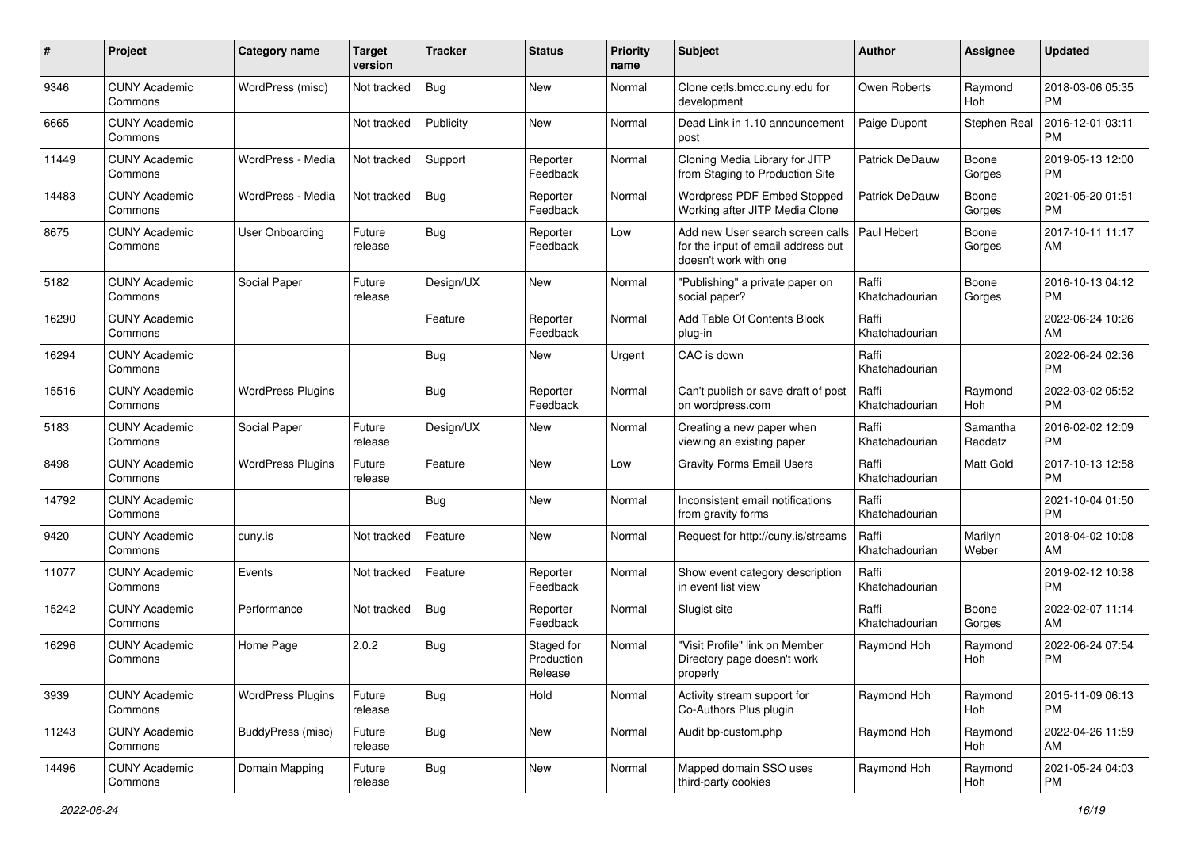| # | Project | Category name | Target version | Tracker | Status | Priority name | Subject | Author | Assignee | Updated |
|---|---|---|---|---|---|---|---|---|---|---|
| 9346 | CUNY Academic Commons | WordPress (misc) | Not tracked | Bug | New | Normal | Clone cetls.bmcc.cuny.edu for development | Owen Roberts | Raymond Hoh | 2018-03-06 05:35 PM |
| 6665 | CUNY Academic Commons | | Not tracked | Publicity | New | Normal | Dead Link in 1.10 announcement post | Paige Dupont | Stephen Real | 2016-12-01 03:11 PM |
| 11449 | CUNY Academic Commons | WordPress - Media | Not tracked | Support | Reporter Feedback | Normal | Cloning Media Library for JITP from Staging to Production Site | Patrick DeDauw | Boone Gorges | 2019-05-13 12:00 PM |
| 14483 | CUNY Academic Commons | WordPress - Media | Not tracked | Bug | Reporter Feedback | Normal | Wordpress PDF Embed Stopped Working after JITP Media Clone | Patrick DeDauw | Boone Gorges | 2021-05-20 01:51 PM |
| 8675 | CUNY Academic Commons | User Onboarding | Future release | Bug | Reporter Feedback | Low | Add new User search screen calls for the input of email address but doesn't work with one | Paul Hebert | Boone Gorges | 2017-10-11 11:17 AM |
| 5182 | CUNY Academic Commons | Social Paper | Future release | Design/UX | New | Normal | "Publishing" a private paper on social paper? | Raffi Khatchadourian | Boone Gorges | 2016-10-13 04:12 PM |
| 16290 | CUNY Academic Commons | | | Feature | Reporter Feedback | Normal | Add Table Of Contents Block plug-in | Raffi Khatchadourian | | 2022-06-24 10:26 AM |
| 16294 | CUNY Academic Commons | | | Bug | New | Urgent | CAC is down | Raffi Khatchadourian | | 2022-06-24 02:36 PM |
| 15516 | CUNY Academic Commons | WordPress Plugins | | Bug | Reporter Feedback | Normal | Can't publish or save draft of post on wordpress.com | Raffi Khatchadourian | Raymond Hoh | 2022-03-02 05:52 PM |
| 5183 | CUNY Academic Commons | Social Paper | Future release | Design/UX | New | Normal | Creating a new paper when viewing an existing paper | Raffi Khatchadourian | Samantha Raddatz | 2016-02-02 12:09 PM |
| 8498 | CUNY Academic Commons | WordPress Plugins | Future release | Feature | New | Low | Gravity Forms Email Users | Raffi Khatchadourian | Matt Gold | 2017-10-13 12:58 PM |
| 14792 | CUNY Academic Commons | | | Bug | New | Normal | Inconsistent email notifications from gravity forms | Raffi Khatchadourian | | 2021-10-04 01:50 PM |
| 9420 | CUNY Academic Commons | cuny.is | Not tracked | Feature | New | Normal | Request for http://cuny.is/streams | Raffi Khatchadourian | Marilyn Weber | 2018-04-02 10:08 AM |
| 11077 | CUNY Academic Commons | Events | Not tracked | Feature | Reporter Feedback | Normal | Show event category description in event list view | Raffi Khatchadourian | | 2019-02-12 10:38 PM |
| 15242 | CUNY Academic Commons | Performance | Not tracked | Bug | Reporter Feedback | Normal | Slugist site | Raffi Khatchadourian | Boone Gorges | 2022-02-07 11:14 AM |
| 16296 | CUNY Academic Commons | Home Page | 2.0.2 | Bug | Staged for Production Release | Normal | "Visit Profile" link on Member Directory page doesn't work properly | Raymond Hoh | Raymond Hoh | 2022-06-24 07:54 PM |
| 3939 | CUNY Academic Commons | WordPress Plugins | Future release | Bug | Hold | Normal | Activity stream support for Co-Authors Plus plugin | Raymond Hoh | Raymond Hoh | 2015-11-09 06:13 PM |
| 11243 | CUNY Academic Commons | BuddyPress (misc) | Future release | Bug | New | Normal | Audit bp-custom.php | Raymond Hoh | Raymond Hoh | 2022-04-26 11:59 AM |
| 14496 | CUNY Academic Commons | Domain Mapping | Future release | Bug | New | Normal | Mapped domain SSO uses third-party cookies | Raymond Hoh | Raymond Hoh | 2021-05-24 04:03 PM |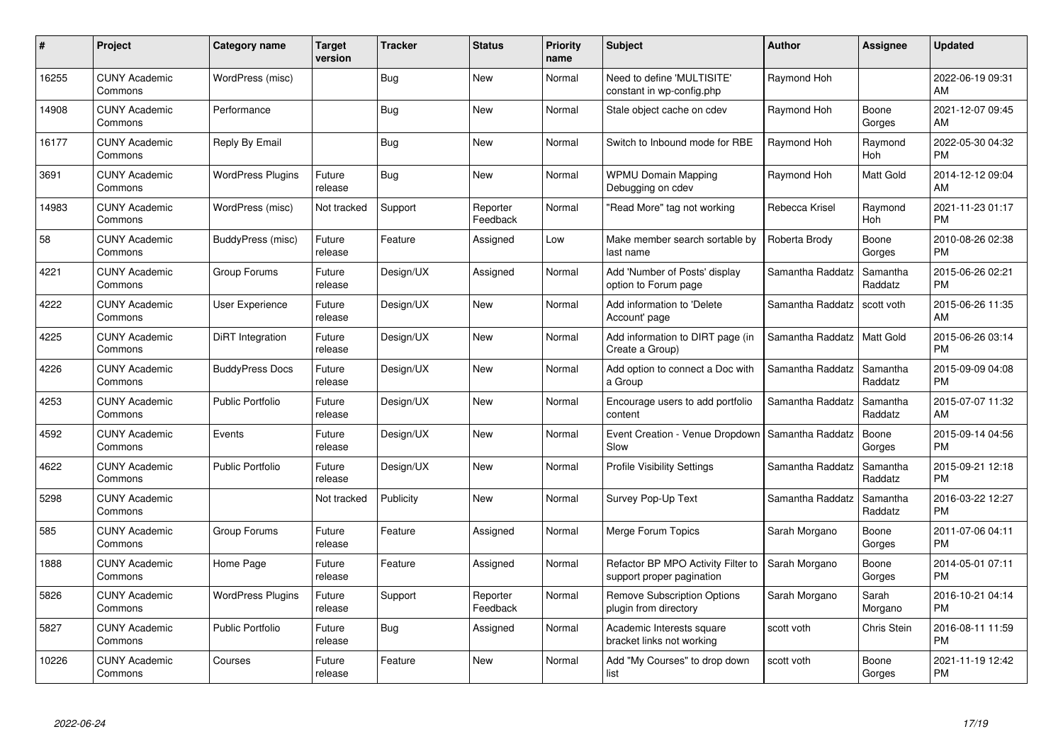| # | Project | Category name | Target version | Tracker | Status | Priority name | Subject | Author | Assignee | Updated |
|---|---|---|---|---|---|---|---|---|---|---|
| 16255 | CUNY Academic Commons | WordPress (misc) | | Bug | New | Normal | Need to define 'MULTISITE' constant in wp-config.php | Raymond Hoh | | 2022-06-19 09:31 AM |
| 14908 | CUNY Academic Commons | Performance | | Bug | New | Normal | Stale object cache on cdev | Raymond Hoh | Boone Gorges | 2021-12-07 09:45 AM |
| 16177 | CUNY Academic Commons | Reply By Email | | Bug | New | Normal | Switch to Inbound mode for RBE | Raymond Hoh | Raymond Hoh | 2022-05-30 04:32 PM |
| 3691 | CUNY Academic Commons | WordPress Plugins | Future release | Bug | New | Normal | WPMU Domain Mapping Debugging on cdev | Raymond Hoh | Matt Gold | 2014-12-12 09:04 AM |
| 14983 | CUNY Academic Commons | WordPress (misc) | Not tracked | Support | Reporter Feedback | Normal | "Read More" tag not working | Rebecca Krisel | Raymond Hoh | 2021-11-23 01:17 PM |
| 58 | CUNY Academic Commons | BuddyPress (misc) | Future release | Feature | Assigned | Low | Make member search sortable by last name | Roberta Brody | Boone Gorges | 2010-08-26 02:38 PM |
| 4221 | CUNY Academic Commons | Group Forums | Future release | Design/UX | Assigned | Normal | Add 'Number of Posts' display option to Forum page | Samantha Raddatz | Samantha Raddatz | 2015-06-26 02:21 PM |
| 4222 | CUNY Academic Commons | User Experience | Future release | Design/UX | New | Normal | Add information to 'Delete Account' page | Samantha Raddatz | scott voth | 2015-06-26 11:35 AM |
| 4225 | CUNY Academic Commons | DiRT Integration | Future release | Design/UX | New | Normal | Add information to DIRT page (in Create a Group) | Samantha Raddatz | Matt Gold | 2015-06-26 03:14 PM |
| 4226 | CUNY Academic Commons | BuddyPress Docs | Future release | Design/UX | New | Normal | Add option to connect a Doc with a Group | Samantha Raddatz | Samantha Raddatz | 2015-09-09 04:08 PM |
| 4253 | CUNY Academic Commons | Public Portfolio | Future release | Design/UX | New | Normal | Encourage users to add portfolio content | Samantha Raddatz | Samantha Raddatz | 2015-07-07 11:32 AM |
| 4592 | CUNY Academic Commons | Events | Future release | Design/UX | New | Normal | Event Creation - Venue Dropdown Slow | Samantha Raddatz | Boone Gorges | 2015-09-14 04:56 PM |
| 4622 | CUNY Academic Commons | Public Portfolio | Future release | Design/UX | New | Normal | Profile Visibility Settings | Samantha Raddatz | Samantha Raddatz | 2015-09-21 12:18 PM |
| 5298 | CUNY Academic Commons | | Not tracked | Publicity | New | Normal | Survey Pop-Up Text | Samantha Raddatz | Samantha Raddatz | 2016-03-22 12:27 PM |
| 585 | CUNY Academic Commons | Group Forums | Future release | Feature | Assigned | Normal | Merge Forum Topics | Sarah Morgano | Boone Gorges | 2011-07-06 04:11 PM |
| 1888 | CUNY Academic Commons | Home Page | Future release | Feature | Assigned | Normal | Refactor BP MPO Activity Filter to support proper pagination | Sarah Morgano | Boone Gorges | 2014-05-01 07:11 PM |
| 5826 | CUNY Academic Commons | WordPress Plugins | Future release | Support | Reporter Feedback | Normal | Remove Subscription Options plugin from directory | Sarah Morgano | Sarah Morgano | 2016-10-21 04:14 PM |
| 5827 | CUNY Academic Commons | Public Portfolio | Future release | Bug | Assigned | Normal | Academic Interests square bracket links not working | scott voth | Chris Stein | 2016-08-11 11:59 PM |
| 10226 | CUNY Academic Commons | Courses | Future release | Feature | New | Normal | Add "My Courses" to drop down list | scott voth | Boone Gorges | 2021-11-19 12:42 PM |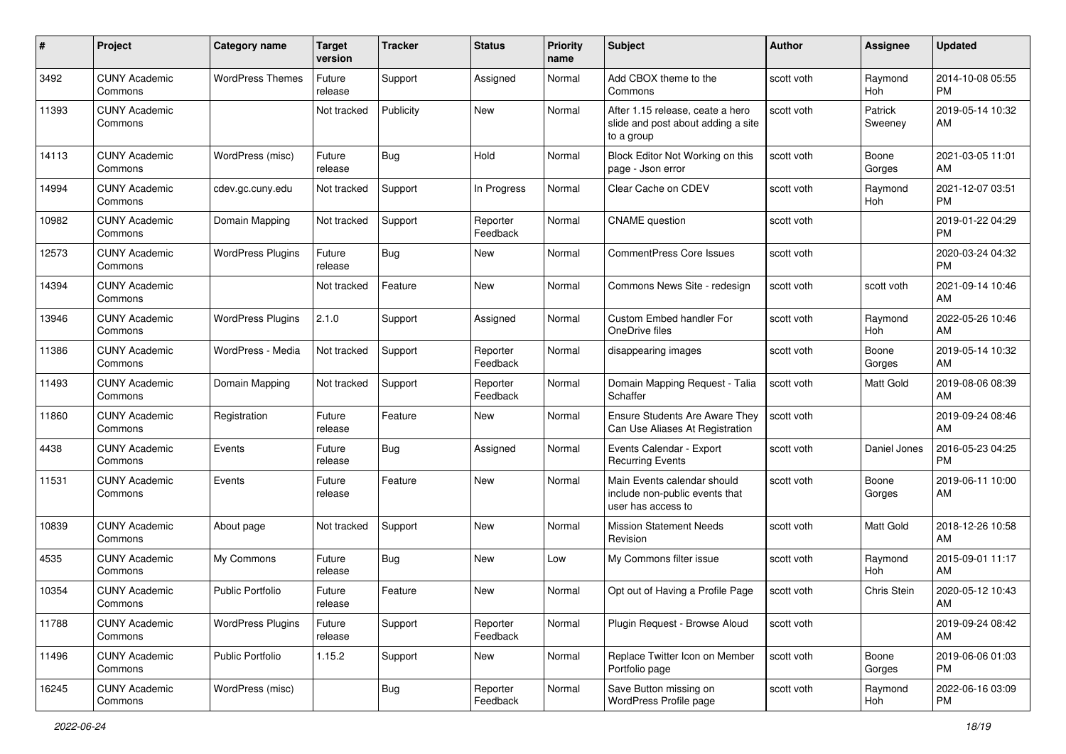| # | Project | Category name | Target version | Tracker | Status | Priority name | Subject | Author | Assignee | Updated |
|---|---|---|---|---|---|---|---|---|---|---|
| 3492 | CUNY Academic Commons | WordPress Themes | Future release | Support | Assigned | Normal | Add CBOX theme to the Commons | scott voth | Raymond Hoh | 2014-10-08 05:55 PM |
| 11393 | CUNY Academic Commons | | Not tracked | Publicity | New | Normal | After 1.15 release, ceate a hero slide and post about adding a site to a group | scott voth | Patrick Sweeney | 2019-05-14 10:32 AM |
| 14113 | CUNY Academic Commons | WordPress (misc) | Future release | Bug | Hold | Normal | Block Editor Not Working on this page - Json error | scott voth | Boone Gorges | 2021-03-05 11:01 AM |
| 14994 | CUNY Academic Commons | cdev.gc.cuny.edu | Not tracked | Support | In Progress | Normal | Clear Cache on CDEV | scott voth | Raymond Hoh | 2021-12-07 03:51 PM |
| 10982 | CUNY Academic Commons | Domain Mapping | Not tracked | Support | Reporter Feedback | Normal | CNAME question | scott voth | | 2019-01-22 04:29 PM |
| 12573 | CUNY Academic Commons | WordPress Plugins | Future release | Bug | New | Normal | CommentPress Core Issues | scott voth | | 2020-03-24 04:32 PM |
| 14394 | CUNY Academic Commons | | Not tracked | Feature | New | Normal | Commons News Site - redesign | scott voth | scott voth | 2021-09-14 10:46 AM |
| 13946 | CUNY Academic Commons | WordPress Plugins | 2.1.0 | Support | Assigned | Normal | Custom Embed handler For OneDrive files | scott voth | Raymond Hoh | 2022-05-26 10:46 AM |
| 11386 | CUNY Academic Commons | WordPress - Media | Not tracked | Support | Reporter Feedback | Normal | disappearing images | scott voth | Boone Gorges | 2019-05-14 10:32 AM |
| 11493 | CUNY Academic Commons | Domain Mapping | Not tracked | Support | Reporter Feedback | Normal | Domain Mapping Request - Talia Schaffer | scott voth | Matt Gold | 2019-08-06 08:39 AM |
| 11860 | CUNY Academic Commons | Registration | Future release | Feature | New | Normal | Ensure Students Are Aware They Can Use Aliases At Registration | scott voth | | 2019-09-24 08:46 AM |
| 4438 | CUNY Academic Commons | Events | Future release | Bug | Assigned | Normal | Events Calendar - Export Recurring Events | scott voth | Daniel Jones | 2016-05-23 04:25 PM |
| 11531 | CUNY Academic Commons | Events | Future release | Feature | New | Normal | Main Events calendar should include non-public events that user has access to | scott voth | Boone Gorges | 2019-06-11 10:00 AM |
| 10839 | CUNY Academic Commons | About page | Not tracked | Support | New | Normal | Mission Statement Needs Revision | scott voth | Matt Gold | 2018-12-26 10:58 AM |
| 4535 | CUNY Academic Commons | My Commons | Future release | Bug | New | Low | My Commons filter issue | scott voth | Raymond Hoh | 2015-09-01 11:17 AM |
| 10354 | CUNY Academic Commons | Public Portfolio | Future release | Feature | New | Normal | Opt out of Having a Profile Page | scott voth | Chris Stein | 2020-05-12 10:43 AM |
| 11788 | CUNY Academic Commons | WordPress Plugins | Future release | Support | Reporter Feedback | Normal | Plugin Request - Browse Aloud | scott voth | | 2019-09-24 08:42 AM |
| 11496 | CUNY Academic Commons | Public Portfolio | 1.15.2 | Support | New | Normal | Replace Twitter Icon on Member Portfolio page | scott voth | Boone Gorges | 2019-06-06 01:03 PM |
| 16245 | CUNY Academic Commons | WordPress (misc) | | Bug | Reporter Feedback | Normal | Save Button missing on WordPress Profile page | scott voth | Raymond Hoh | 2022-06-16 03:09 PM |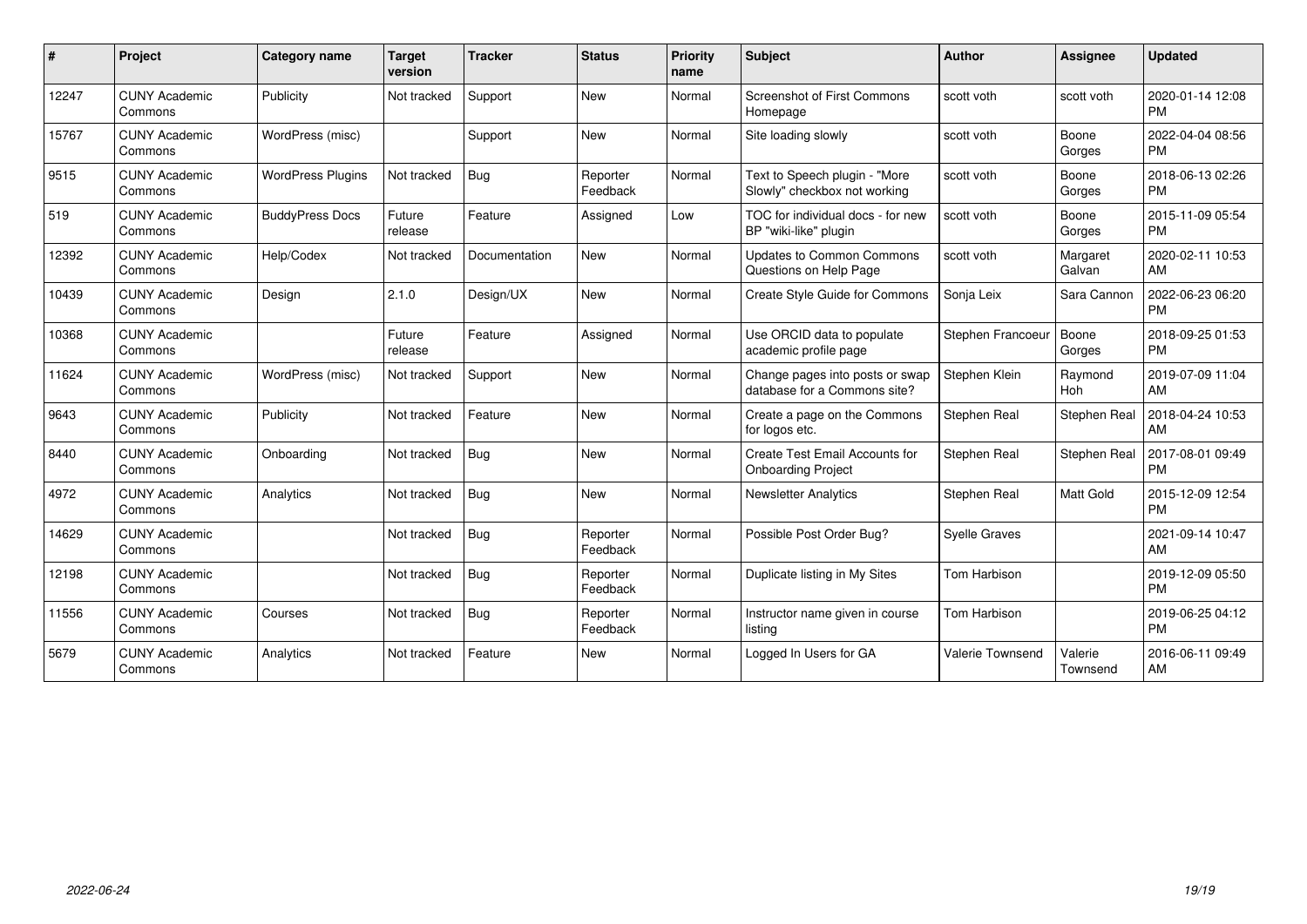| # | Project | Category name | Target version | Tracker | Status | Priority name | Subject | Author | Assignee | Updated |
|---|---|---|---|---|---|---|---|---|---|---|
| 12247 | CUNY Academic Commons | Publicity | Not tracked | Support | New | Normal | Screenshot of First Commons Homepage | scott voth | scott voth | 2020-01-14 12:08 PM |
| 15767 | CUNY Academic Commons | WordPress (misc) | | Support | New | Normal | Site loading slowly | scott voth | Boone Gorges | 2022-04-04 08:56 PM |
| 9515 | CUNY Academic Commons | WordPress Plugins | Not tracked | Bug | Reporter Feedback | Normal | Text to Speech plugin - "More Slowly" checkbox not working | scott voth | Boone Gorges | 2018-06-13 02:26 PM |
| 519 | CUNY Academic Commons | BuddyPress Docs | Future release | Feature | Assigned | Low | TOC for individual docs - for new BP "wiki-like" plugin | scott voth | Boone Gorges | 2015-11-09 05:54 PM |
| 12392 | CUNY Academic Commons | Help/Codex | Not tracked | Documentation | New | Normal | Updates to Common Commons Questions on Help Page | scott voth | Margaret Galvan | 2020-02-11 10:53 AM |
| 10439 | CUNY Academic Commons | Design | 2.1.0 | Design/UX | New | Normal | Create Style Guide for Commons | Sonja Leix | Sara Cannon | 2022-06-23 06:20 PM |
| 10368 | CUNY Academic Commons | | Future release | Feature | Assigned | Normal | Use ORCID data to populate academic profile page | Stephen Francoeur | Boone Gorges | 2018-09-25 01:53 PM |
| 11624 | CUNY Academic Commons | WordPress (misc) | Not tracked | Support | New | Normal | Change pages into posts or swap database for a Commons site? | Stephen Klein | Raymond Hoh | 2019-07-09 11:04 AM |
| 9643 | CUNY Academic Commons | Publicity | Not tracked | Feature | New | Normal | Create a page on the Commons for logos etc. | Stephen Real | Stephen Real | 2018-04-24 10:53 AM |
| 8440 | CUNY Academic Commons | Onboarding | Not tracked | Bug | New | Normal | Create Test Email Accounts for Onboarding Project | Stephen Real | Stephen Real | 2017-08-01 09:49 PM |
| 4972 | CUNY Academic Commons | Analytics | Not tracked | Bug | New | Normal | Newsletter Analytics | Stephen Real | Matt Gold | 2015-12-09 12:54 PM |
| 14629 | CUNY Academic Commons | | Not tracked | Bug | Reporter Feedback | Normal | Possible Post Order Bug? | Syelle Graves | | 2021-09-14 10:47 AM |
| 12198 | CUNY Academic Commons | | Not tracked | Bug | Reporter Feedback | Normal | Duplicate listing in My Sites | Tom Harbison | | 2019-12-09 05:50 PM |
| 11556 | CUNY Academic Commons | Courses | Not tracked | Bug | Reporter Feedback | Normal | Instructor name given in course listing | Tom Harbison | | 2019-06-25 04:12 PM |
| 5679 | CUNY Academic Commons | Analytics | Not tracked | Feature | New | Normal | Logged In Users for GA | Valerie Townsend | Valerie Townsend | 2016-06-11 09:49 AM |